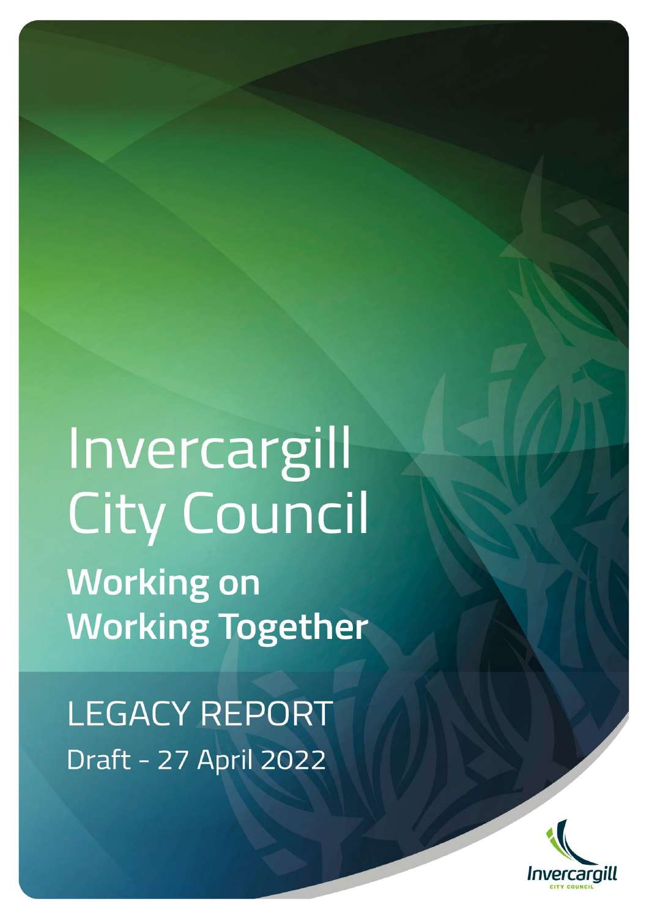# Invercargill City Council

## Working on Working Together

LEGACY REPORT

Draft - 27 April 2022

Invercargill CITY COUNCIL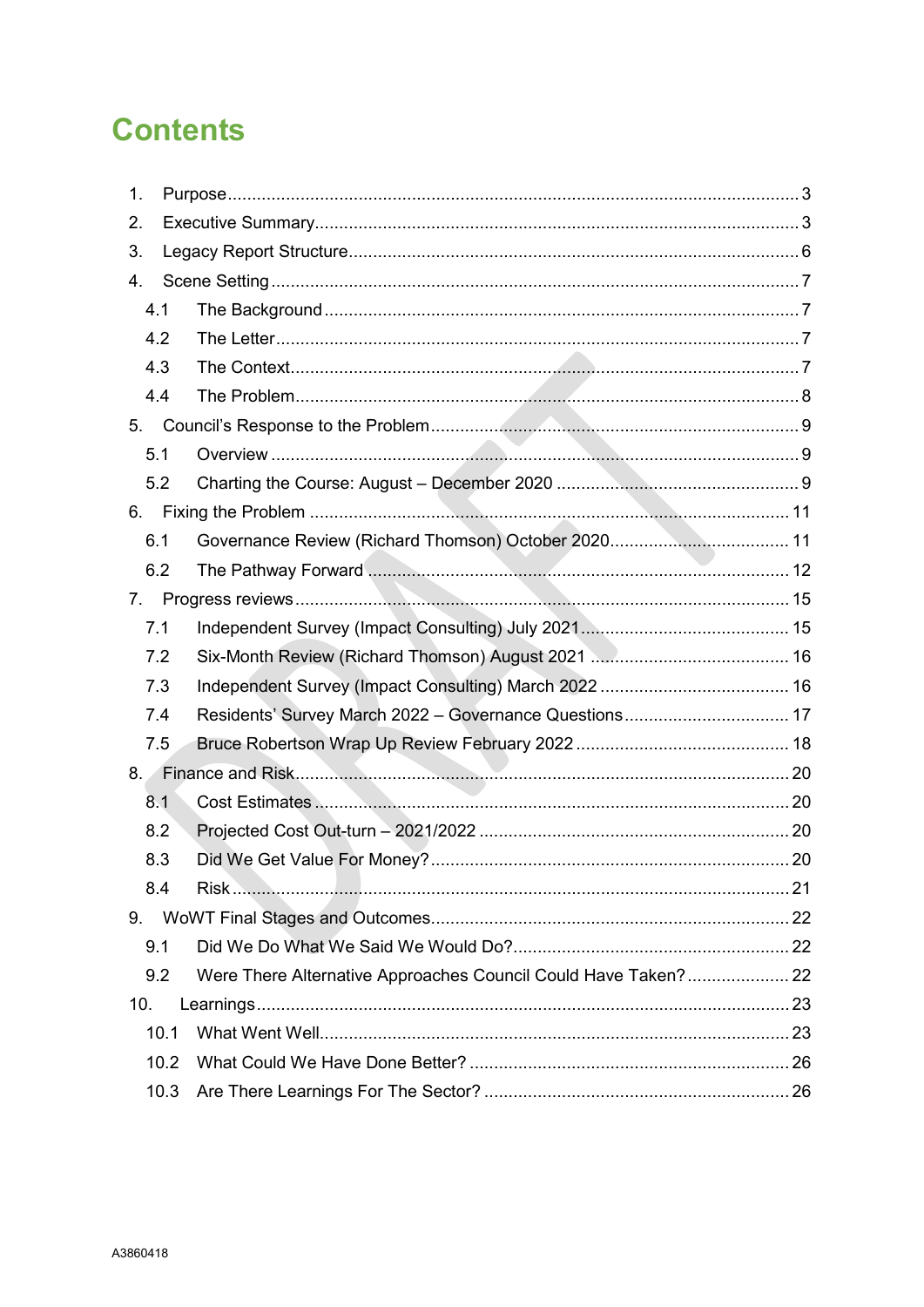# Contents

1. Purpose .......... 3
2. Executive Summary .......... 3
3. Legacy Report Structure .......... 6
4. Scene Setting .......... 7
   - 4.1 The Background .......... 7
   - 4.2 The Letter .......... 7
   - 4.3 The Context .......... 7
   - 4.4 The Problem .......... 8
5. Council's Response to the Problem .......... 9
   - 5.1 Overview .......... 9
   - 5.2 Charting the Course: August – December 2020 .......... 9
6. Fixing the Problem .......... 11
   - 6.1 Governance Review (Richard Thomson) October 2020 .......... 11
   - 6.2 The Pathway Forward .......... 12
7. Progress reviews .......... 15
   - 7.1 Independent Survey (Impact Consulting) July 2021 .......... 15
   - 7.2 Six-Month Review (Richard Thomson) August 2021 .......... 16
   - 7.3 Independent Survey (Impact Consulting) March 2022 .......... 16
   - 7.4 Residents' Survey March 2022 – Governance Questions .......... 17
   - 7.5 Bruce Robertson Wrap Up Review February 2022 .......... 18
8. Finance and Risk .......... 20
   - 8.1 Cost Estimates .......... 20
   - 8.2 Projected Cost Out-turn – 2021/2022 .......... 20
   - 8.3 Did We Get Value For Money? .......... 20
   - 8.4 Risk .......... 21
9. WoWT Final Stages and Outcomes .......... 22
   - 9.1 Did We Do What We Said We Would Do? .......... 22
   - 9.2 Were There Alternative Approaches Council Could Have Taken? .......... 22
10. Learnings .......... 23
    - 10.1 What Went Well .......... 23
    - 10.2 What Could We Have Done Better? .......... 26
    - 10.3 Are There Learnings For The Sector? .......... 26

A3860418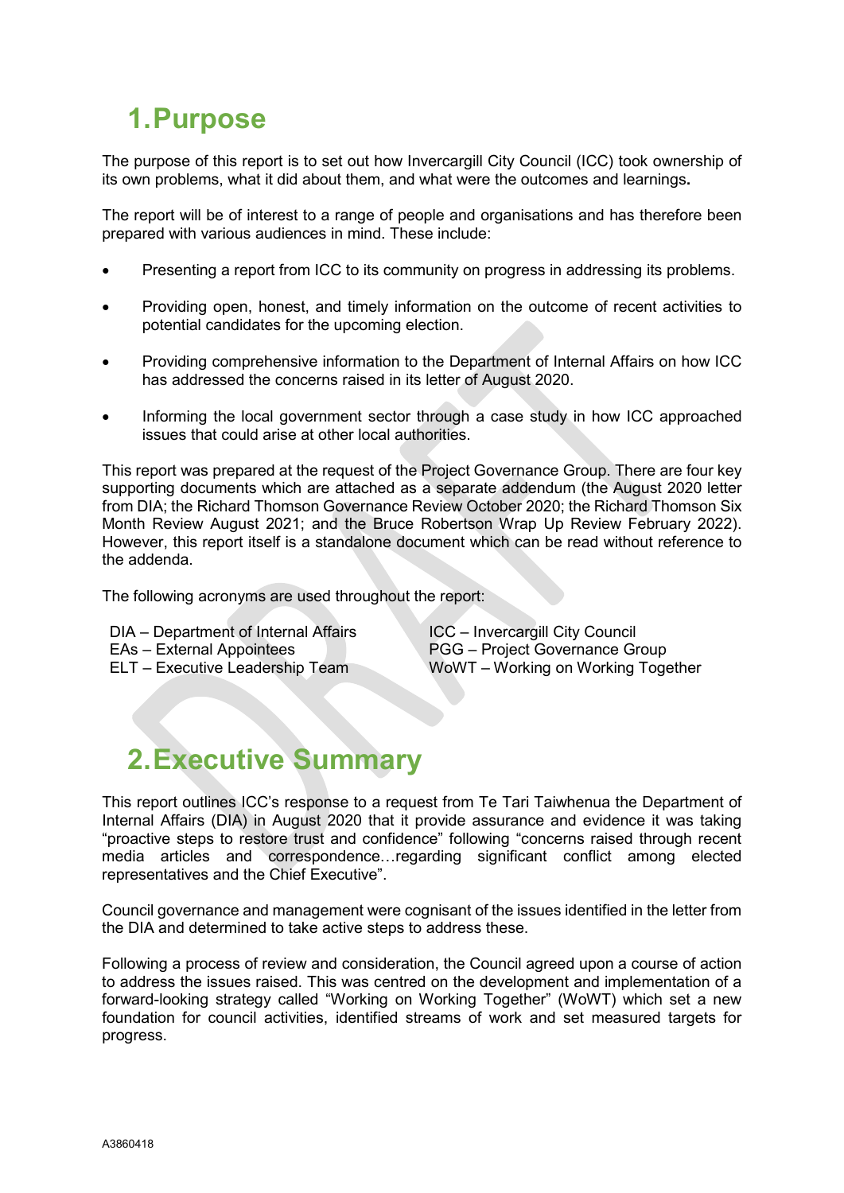# 1. Purpose

The purpose of this report is to set out how Invercargill City Council (ICC) took ownership of its own problems, what it did about them, and what were the outcomes and learnings**.**

The report will be of interest to a range of people and organisations and has therefore been prepared with various audiences in mind. These include:

- Presenting a report from ICC to its community on progress in addressing its problems.
- Providing open, honest, and timely information on the outcome of recent activities to potential candidates for the upcoming election.
- Providing comprehensive information to the Department of Internal Affairs on how ICC has addressed the concerns raised in its letter of August 2020.
- Informing the local government sector through a case study in how ICC approached issues that could arise at other local authorities.

This report was prepared at the request of the Project Governance Group. There are four key supporting documents which are attached as a separate addendum (the August 2020 letter from DIA; the Richard Thomson Governance Review October 2020; the Richard Thomson Six Month Review August 2021; and the Bruce Robertson Wrap Up Review February 2022). However, this report itself is a standalone document which can be read without reference to the addenda.

The following acronyms are used throughout the report:

DIA – Department of Internal Affairs
EAs – External Appointees
ELT – Executive Leadership Team
ICC – Invercargill City Council
PGG – Project Governance Group
WoWT – Working on Working Together

# 2. Executive Summary

This report outlines ICC's response to a request from Te Tari Taiwhenua the Department of Internal Affairs (DIA) in August 2020 that it provide assurance and evidence it was taking "proactive steps to restore trust and confidence" following "concerns raised through recent media articles and correspondence…regarding significant conflict among elected representatives and the Chief Executive".

Council governance and management were cognisant of the issues identified in the letter from the DIA and determined to take active steps to address these.

Following a process of review and consideration, the Council agreed upon a course of action to address the issues raised. This was centred on the development and implementation of a forward-looking strategy called "Working on Working Together" (WoWT) which set a new foundation for council activities, identified streams of work and set measured targets for progress.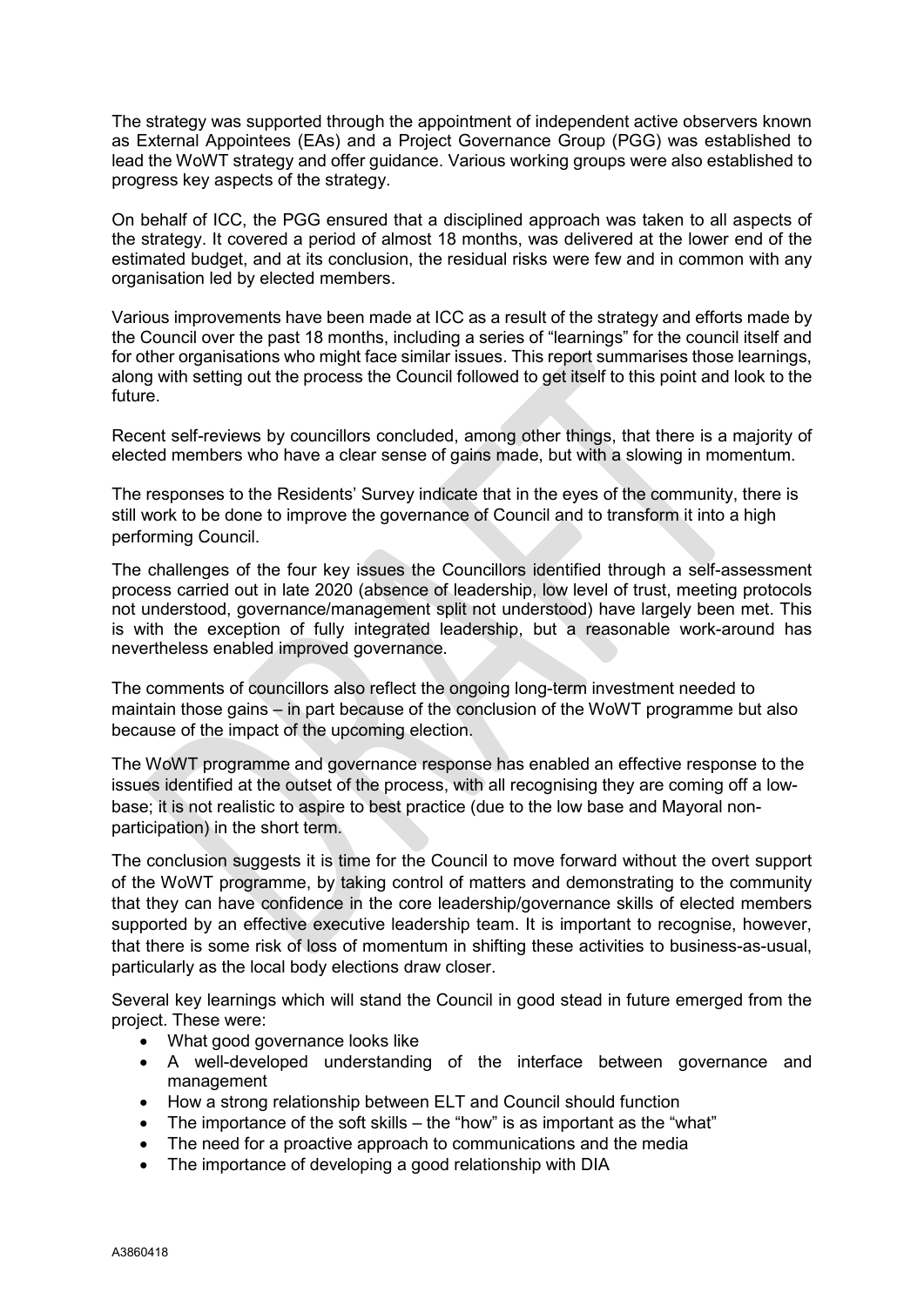The strategy was supported through the appointment of independent active observers known as External Appointees (EAs) and a Project Governance Group (PGG) was established to lead the WoWT strategy and offer guidance. Various working groups were also established to progress key aspects of the strategy.

On behalf of ICC, the PGG ensured that a disciplined approach was taken to all aspects of the strategy. It covered a period of almost 18 months, was delivered at the lower end of the estimated budget, and at its conclusion, the residual risks were few and in common with any organisation led by elected members.

Various improvements have been made at ICC as a result of the strategy and efforts made by the Council over the past 18 months, including a series of "learnings" for the council itself and for other organisations who might face similar issues. This report summarises those learnings, along with setting out the process the Council followed to get itself to this point and look to the future.

Recent self-reviews by councillors concluded, among other things, that there is a majority of elected members who have a clear sense of gains made, but with a slowing in momentum.

The responses to the Residents' Survey indicate that in the eyes of the community, there is still work to be done to improve the governance of Council and to transform it into a high performing Council.

The challenges of the four key issues the Councillors identified through a self-assessment process carried out in late 2020 (absence of leadership, low level of trust, meeting protocols not understood, governance/management split not understood) have largely been met. This is with the exception of fully integrated leadership, but a reasonable work-around has nevertheless enabled improved governance.

The comments of councillors also reflect the ongoing long-term investment needed to maintain those gains – in part because of the conclusion of the WoWT programme but also because of the impact of the upcoming election.

The WoWT programme and governance response has enabled an effective response to the issues identified at the outset of the process, with all recognising they are coming off a low-base; it is not realistic to aspire to best practice (due to the low base and Mayoral non-participation) in the short term.

The conclusion suggests it is time for the Council to move forward without the overt support of the WoWT programme, by taking control of matters and demonstrating to the community that they can have confidence in the core leadership/governance skills of elected members supported by an effective executive leadership team. It is important to recognise, however, that there is some risk of loss of momentum in shifting these activities to business-as-usual, particularly as the local body elections draw closer.

Several key learnings which will stand the Council in good stead in future emerged from the project. These were:

- What good governance looks like
- A well-developed understanding of the interface between governance and management
- How a strong relationship between ELT and Council should function
- The importance of the soft skills – the "how" is as important as the "what"
- The need for a proactive approach to communications and the media
- The importance of developing a good relationship with DIA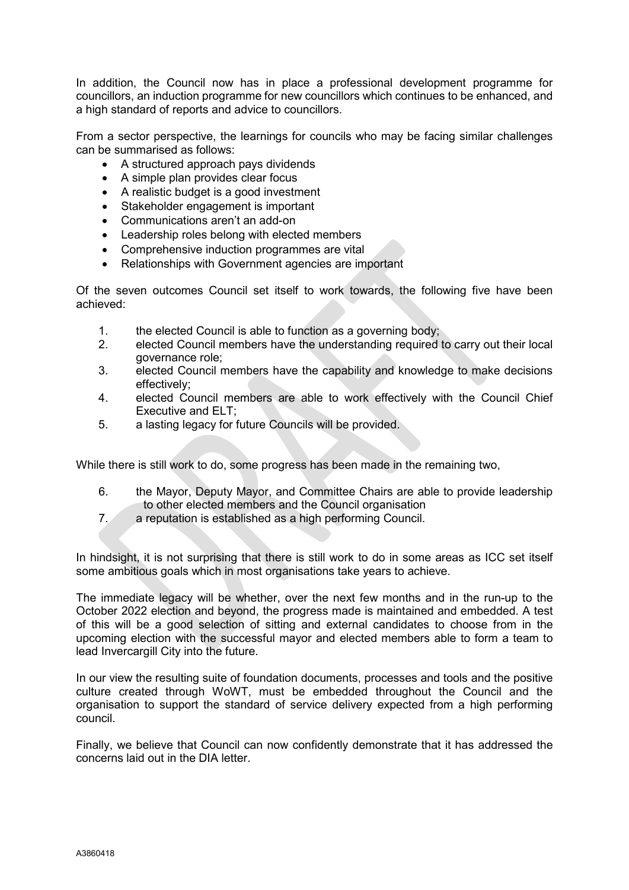In addition, the Council now has in place a professional development programme for councillors, an induction programme for new councillors which continues to be enhanced, and a high standard of reports and advice to councillors.

From a sector perspective, the learnings for councils who may be facing similar challenges can be summarised as follows:

- A structured approach pays dividends
- A simple plan provides clear focus
- A realistic budget is a good investment
- Stakeholder engagement is important
- Communications aren't an add-on
- Leadership roles belong with elected members
- Comprehensive induction programmes are vital
- Relationships with Government agencies are important

Of the seven outcomes Council set itself to work towards, the following five have been achieved:

1. the elected Council is able to function as a governing body;
2. elected Council members have the understanding required to carry out their local governance role;
3. elected Council members have the capability and knowledge to make decisions effectively;
4. elected Council members are able to work effectively with the Council Chief Executive and ELT;
5. a lasting legacy for future Councils will be provided.

While there is still work to do, some progress has been made in the remaining two,

6. the Mayor, Deputy Mayor, and Committee Chairs are able to provide leadership to other elected members and the Council organisation
7. a reputation is established as a high performing Council.

In hindsight, it is not surprising that there is still work to do in some areas as ICC set itself some ambitious goals which in most organisations take years to achieve.

The immediate legacy will be whether, over the next few months and in the run-up to the October 2022 election and beyond, the progress made is maintained and embedded. A test of this will be a good selection of sitting and external candidates to choose from in the upcoming election with the successful mayor and elected members able to form a team to lead Invercargill City into the future.

In our view the resulting suite of foundation documents, processes and tools and the positive culture created through WoWT, must be embedded throughout the Council and the organisation to support the standard of service delivery expected from a high performing council.

Finally, we believe that Council can now confidently demonstrate that it has addressed the concerns laid out in the DIA letter.

A3860418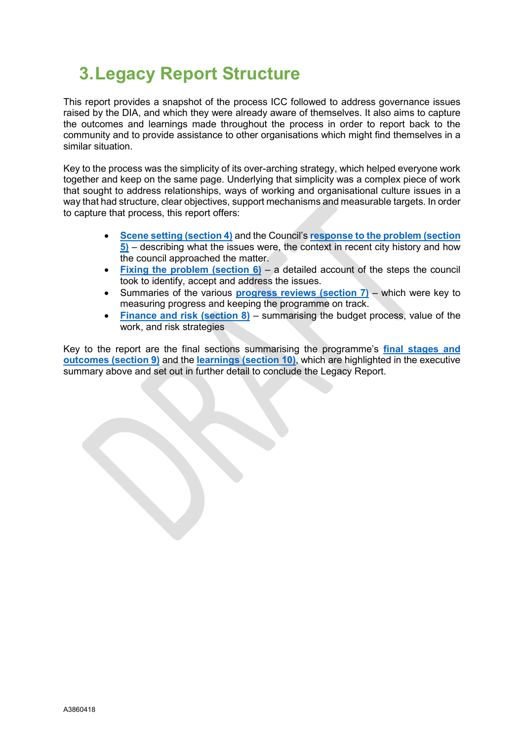# 3. Legacy Report Structure

This report provides a snapshot of the process ICC followed to address governance issues raised by the DIA, and which they were already aware of themselves. It also aims to capture the outcomes and learnings made throughout the process in order to report back to the community and to provide assistance to other organisations which might find themselves in a similar situation.

Key to the process was the simplicity of its over-arching strategy, which helped everyone work together and keep on the same page. Underlying that simplicity was a complex piece of work that sought to address relationships, ways of working and organisational culture issues in a way that had structure, clear objectives, support mechanisms and measurable targets. In order to capture that process, this report offers:

- **Scene setting (section 4)** and the Council's **response to the problem (section 5)** – describing what the issues were, the context in recent city history and how the council approached the matter.
- **Fixing the problem (section 6)** – a detailed account of the steps the council took to identify, accept and address the issues.
- Summaries of the various **progress reviews (section 7)** – which were key to measuring progress and keeping the programme on track.
- **Finance and risk (section 8)** – summarising the budget process, value of the work, and risk strategies

Key to the report are the final sections summarising the programme's **final stages and outcomes (section 9)** and the **learnings (section 10)**, which are highlighted in the executive summary above and set out in further detail to conclude the Legacy Report.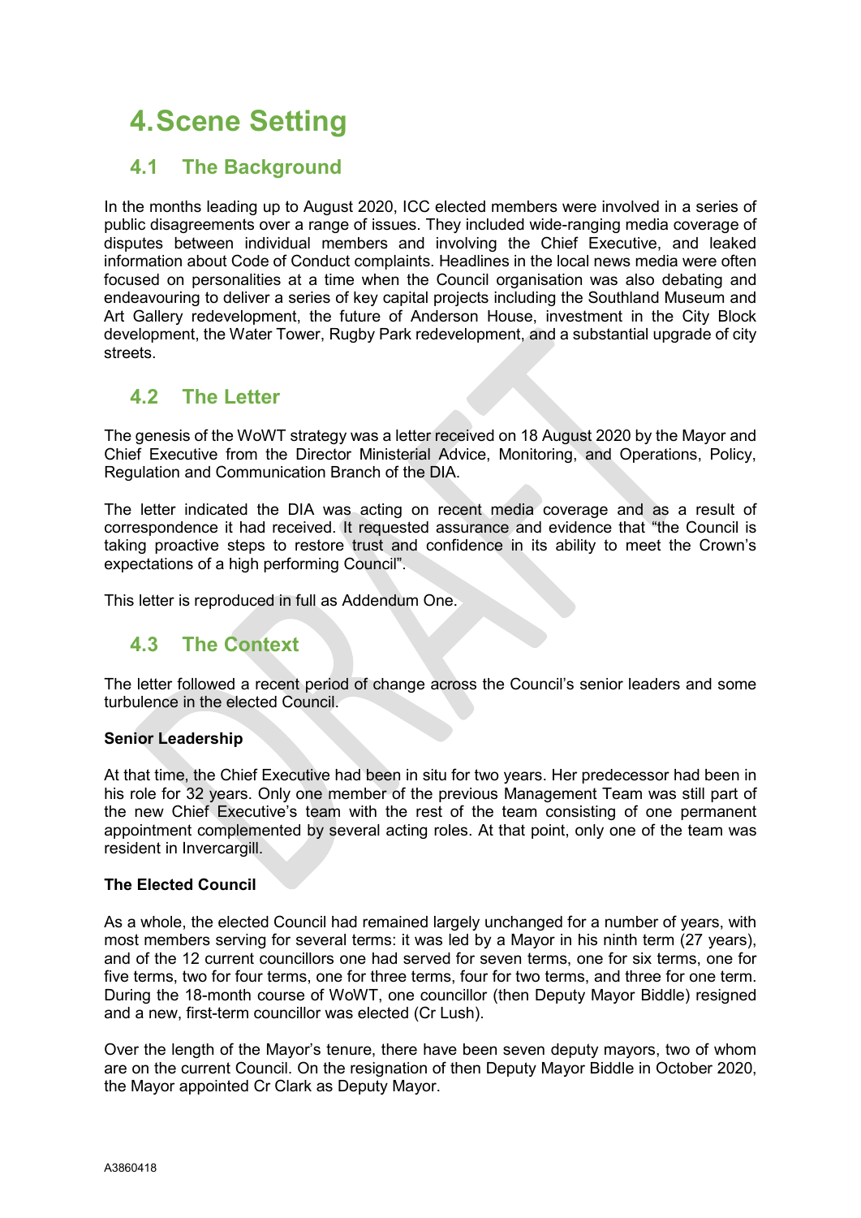# 4. Scene Setting

## 4.1 The Background

In the months leading up to August 2020, ICC elected members were involved in a series of public disagreements over a range of issues. They included wide-ranging media coverage of disputes between individual members and involving the Chief Executive, and leaked information about Code of Conduct complaints. Headlines in the local news media were often focused on personalities at a time when the Council organisation was also debating and endeavouring to deliver a series of key capital projects including the Southland Museum and Art Gallery redevelopment, the future of Anderson House, investment in the City Block development, the Water Tower, Rugby Park redevelopment, and a substantial upgrade of city streets.

## 4.2 The Letter

The genesis of the WoWT strategy was a letter received on 18 August 2020 by the Mayor and Chief Executive from the Director Ministerial Advice, Monitoring, and Operations, Policy, Regulation and Communication Branch of the DIA.

The letter indicated the DIA was acting on recent media coverage and as a result of correspondence it had received. It requested assurance and evidence that "the Council is taking proactive steps to restore trust and confidence in its ability to meet the Crown's expectations of a high performing Council".

This letter is reproduced in full as Addendum One.

## 4.3 The Context

The letter followed a recent period of change across the Council's senior leaders and some turbulence in the elected Council.

**Senior Leadership**

At that time, the Chief Executive had been in situ for two years. Her predecessor had been in his role for 32 years. Only one member of the previous Management Team was still part of the new Chief Executive's team with the rest of the team consisting of one permanent appointment complemented by several acting roles. At that point, only one of the team was resident in Invercargill.

**The Elected Council**

As a whole, the elected Council had remained largely unchanged for a number of years, with most members serving for several terms: it was led by a Mayor in his ninth term (27 years), and of the 12 current councillors one had served for seven terms, one for six terms, one for five terms, two for four terms, one for three terms, four for two terms, and three for one term. During the 18-month course of WoWT, one councillor (then Deputy Mayor Biddle) resigned and a new, first-term councillor was elected (Cr Lush).

Over the length of the Mayor's tenure, there have been seven deputy mayors, two of whom are on the current Council. On the resignation of then Deputy Mayor Biddle in October 2020, the Mayor appointed Cr Clark as Deputy Mayor.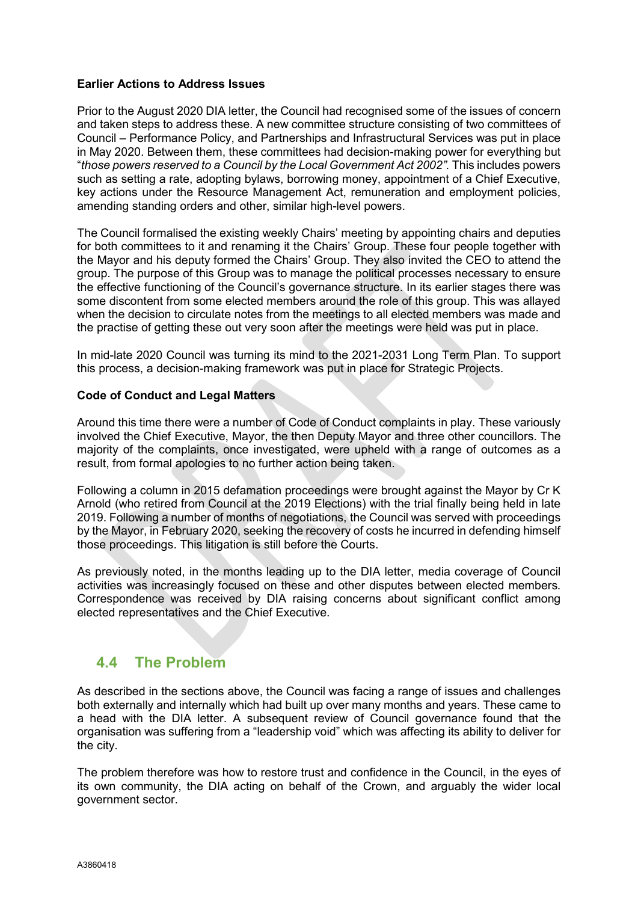**Earlier Actions to Address Issues**

Prior to the August 2020 DIA letter, the Council had recognised some of the issues of concern and taken steps to address these. A new committee structure consisting of two committees of Council – Performance Policy, and Partnerships and Infrastructural Services was put in place in May 2020. Between them, these committees had decision-making power for everything but "*those powers reserved to a Council by the Local Government Act 2002".* This includes powers such as setting a rate, adopting bylaws, borrowing money, appointment of a Chief Executive, key actions under the Resource Management Act, remuneration and employment policies, amending standing orders and other, similar high-level powers.

The Council formalised the existing weekly Chairs' meeting by appointing chairs and deputies for both committees to it and renaming it the Chairs' Group. These four people together with the Mayor and his deputy formed the Chairs' Group. They also invited the CEO to attend the group. The purpose of this Group was to manage the political processes necessary to ensure the effective functioning of the Council's governance structure. In its earlier stages there was some discontent from some elected members around the role of this group. This was allayed when the decision to circulate notes from the meetings to all elected members was made and the practise of getting these out very soon after the meetings were held was put in place.

In mid-late 2020 Council was turning its mind to the 2021-2031 Long Term Plan. To support this process, a decision-making framework was put in place for Strategic Projects.

**Code of Conduct and Legal Matters**

Around this time there were a number of Code of Conduct complaints in play. These variously involved the Chief Executive, Mayor, the then Deputy Mayor and three other councillors. The majority of the complaints, once investigated, were upheld with a range of outcomes as a result, from formal apologies to no further action being taken.

Following a column in 2015 defamation proceedings were brought against the Mayor by Cr K Arnold (who retired from Council at the 2019 Elections) with the trial finally being held in late 2019. Following a number of months of negotiations, the Council was served with proceedings by the Mayor, in February 2020, seeking the recovery of costs he incurred in defending himself those proceedings. This litigation is still before the Courts.

As previously noted, in the months leading up to the DIA letter, media coverage of Council activities was increasingly focused on these and other disputes between elected members. Correspondence was received by DIA raising concerns about significant conflict among elected representatives and the Chief Executive.

## 4.4 The Problem

As described in the sections above, the Council was facing a range of issues and challenges both externally and internally which had built up over many months and years. These came to a head with the DIA letter. A subsequent review of Council governance found that the organisation was suffering from a "leadership void" which was affecting its ability to deliver for the city.

The problem therefore was how to restore trust and confidence in the Council, in the eyes of its own community, the DIA acting on behalf of the Crown, and arguably the wider local government sector.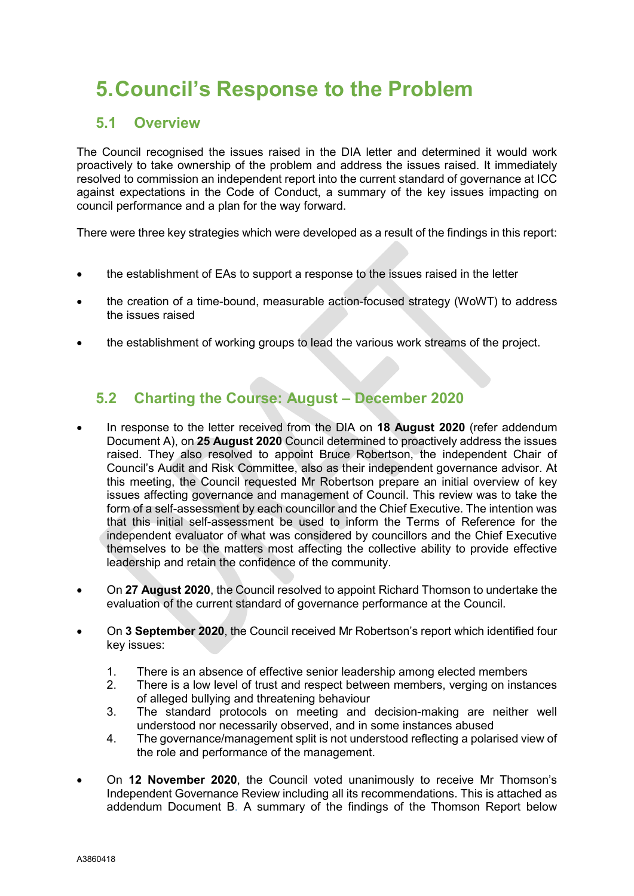# 5. Council's Response to the Problem

## 5.1 Overview

The Council recognised the issues raised in the DIA letter and determined it would work proactively to take ownership of the problem and address the issues raised. It immediately resolved to commission an independent report into the current standard of governance at ICC against expectations in the Code of Conduct, a summary of the key issues impacting on council performance and a plan for the way forward.

There were three key strategies which were developed as a result of the findings in this report:

- the establishment of EAs to support a response to the issues raised in the letter
- the creation of a time-bound, measurable action-focused strategy (WoWT) to address the issues raised
- the establishment of working groups to lead the various work streams of the project.

## 5.2 Charting the Course: August – December 2020

- In response to the letter received from the DIA on **18 August 2020** (refer addendum Document A), on **25 August 2020** Council determined to proactively address the issues raised. They also resolved to appoint Bruce Robertson, the independent Chair of Council's Audit and Risk Committee, also as their independent governance advisor. At this meeting, the Council requested Mr Robertson prepare an initial overview of key issues affecting governance and management of Council. This review was to take the form of a self-assessment by each councillor and the Chief Executive. The intention was that this initial self-assessment be used to inform the Terms of Reference for the independent evaluator of what was considered by councillors and the Chief Executive themselves to be the matters most affecting the collective ability to provide effective leadership and retain the confidence of the community.
- On **27 August 2020**, the Council resolved to appoint Richard Thomson to undertake the evaluation of the current standard of governance performance at the Council.
- On **3 September 2020**, the Council received Mr Robertson's report which identified four key issues:
    1. There is an absence of effective senior leadership among elected members
    2. There is a low level of trust and respect between members, verging on instances of alleged bullying and threatening behaviour
    3. The standard protocols on meeting and decision-making are neither well understood nor necessarily observed, and in some instances abused
    4. The governance/management split is not understood reflecting a polarised view of the role and performance of the management.
- On **12 November 2020**, the Council voted unanimously to receive Mr Thomson's Independent Governance Review including all its recommendations. This is attached as addendum Document B. A summary of the findings of the Thomson Report below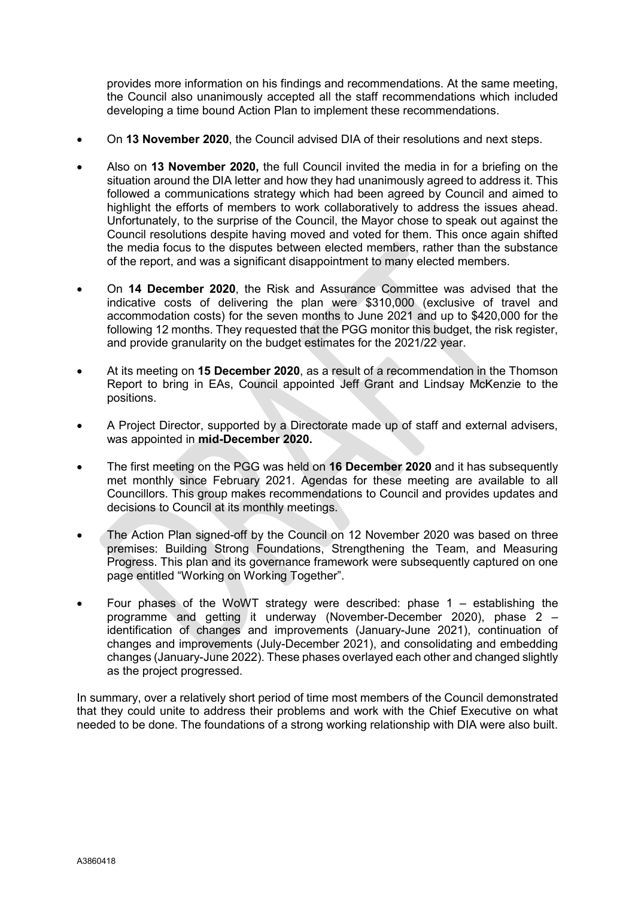provides more information on his findings and recommendations. At the same meeting, the Council also unanimously accepted all the staff recommendations which included developing a time bound Action Plan to implement these recommendations.

- On **13 November 2020**, the Council advised DIA of their resolutions and next steps.

- Also on **13 November 2020,** the full Council invited the media in for a briefing on the situation around the DIA letter and how they had unanimously agreed to address it. This followed a communications strategy which had been agreed by Council and aimed to highlight the efforts of members to work collaboratively to address the issues ahead. Unfortunately, to the surprise of the Council, the Mayor chose to speak out against the Council resolutions despite having moved and voted for them. This once again shifted the media focus to the disputes between elected members, rather than the substance of the report, and was a significant disappointment to many elected members.

- On **14 December 2020**, the Risk and Assurance Committee was advised that the indicative costs of delivering the plan were $310,000 (exclusive of travel and accommodation costs) for the seven months to June 2021 and up to $420,000 for the following 12 months. They requested that the PGG monitor this budget, the risk register, and provide granularity on the budget estimates for the 2021/22 year.

- At its meeting on **15 December 2020**, as a result of a recommendation in the Thomson Report to bring in EAs, Council appointed Jeff Grant and Lindsay McKenzie to the positions.

- A Project Director, supported by a Directorate made up of staff and external advisers, was appointed in **mid-December 2020.**

- The first meeting on the PGG was held on **16 December 2020** and it has subsequently met monthly since February 2021. Agendas for these meeting are available to all Councillors. This group makes recommendations to Council and provides updates and decisions to Council at its monthly meetings.

- The Action Plan signed-off by the Council on 12 November 2020 was based on three premises: Building Strong Foundations, Strengthening the Team, and Measuring Progress. This plan and its governance framework were subsequently captured on one page entitled "Working on Working Together".

- Four phases of the WoWT strategy were described: phase 1 – establishing the programme and getting it underway (November-December 2020), phase 2 – identification of changes and improvements (January-June 2021), continuation of changes and improvements (July-December 2021), and consolidating and embedding changes (January-June 2022). These phases overlayed each other and changed slightly as the project progressed.

In summary, over a relatively short period of time most members of the Council demonstrated that they could unite to address their problems and work with the Chief Executive on what needed to be done. The foundations of a strong working relationship with DIA were also built.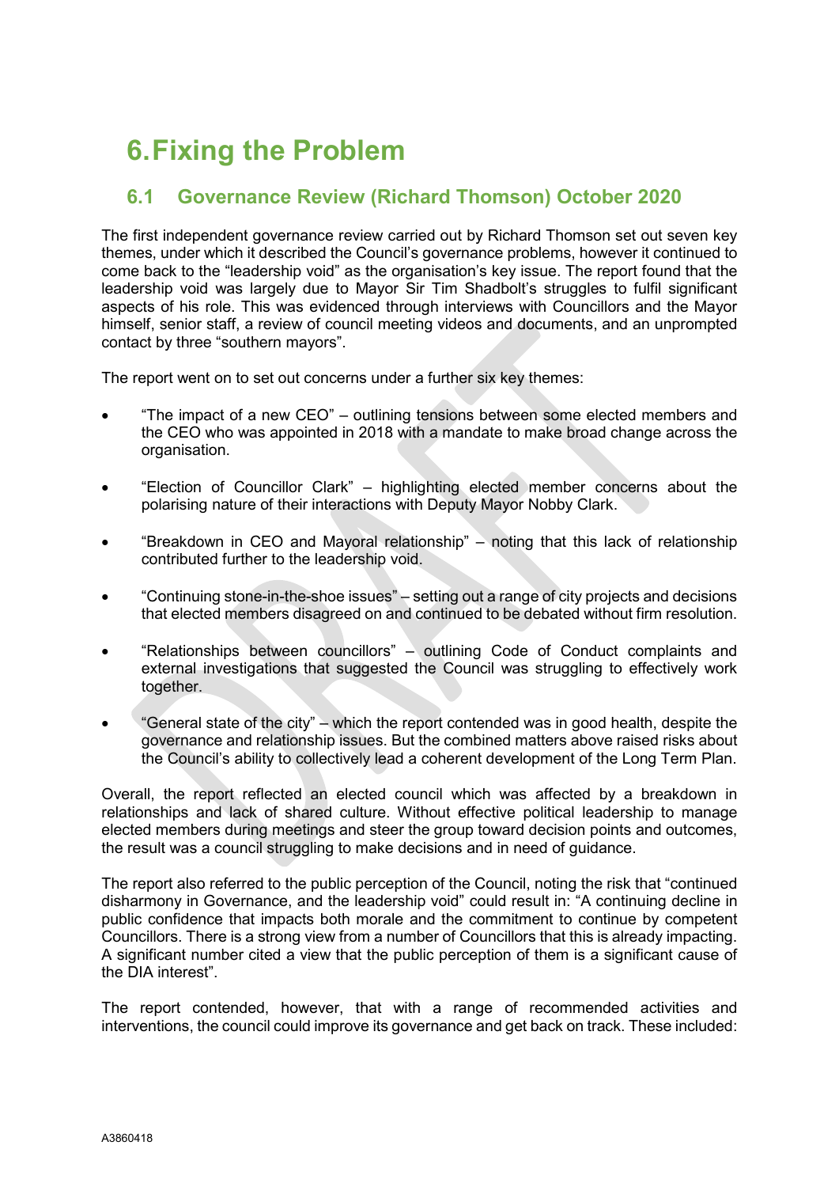# 6. Fixing the Problem

## 6.1 Governance Review (Richard Thomson) October 2020

The first independent governance review carried out by Richard Thomson set out seven key themes, under which it described the Council's governance problems, however it continued to come back to the "leadership void" as the organisation's key issue. The report found that the leadership void was largely due to Mayor Sir Tim Shadbolt's struggles to fulfil significant aspects of his role. This was evidenced through interviews with Councillors and the Mayor himself, senior staff, a review of council meeting videos and documents, and an unprompted contact by three "southern mayors".

The report went on to set out concerns under a further six key themes:

- "The impact of a new CEO" – outlining tensions between some elected members and the CEO who was appointed in 2018 with a mandate to make broad change across the organisation.
- "Election of Councillor Clark" – highlighting elected member concerns about the polarising nature of their interactions with Deputy Mayor Nobby Clark.
- "Breakdown in CEO and Mayoral relationship" – noting that this lack of relationship contributed further to the leadership void.
- "Continuing stone-in-the-shoe issues" – setting out a range of city projects and decisions that elected members disagreed on and continued to be debated without firm resolution.
- "Relationships between councillors" – outlining Code of Conduct complaints and external investigations that suggested the Council was struggling to effectively work together.
- "General state of the city" – which the report contended was in good health, despite the governance and relationship issues. But the combined matters above raised risks about the Council's ability to collectively lead a coherent development of the Long Term Plan.

Overall, the report reflected an elected council which was affected by a breakdown in relationships and lack of shared culture. Without effective political leadership to manage elected members during meetings and steer the group toward decision points and outcomes, the result was a council struggling to make decisions and in need of guidance.

The report also referred to the public perception of the Council, noting the risk that "continued disharmony in Governance, and the leadership void" could result in: "A continuing decline in public confidence that impacts both morale and the commitment to continue by competent Councillors. There is a strong view from a number of Councillors that this is already impacting. A significant number cited a view that the public perception of them is a significant cause of the DIA interest".

The report contended, however, that with a range of recommended activities and interventions, the council could improve its governance and get back on track. These included: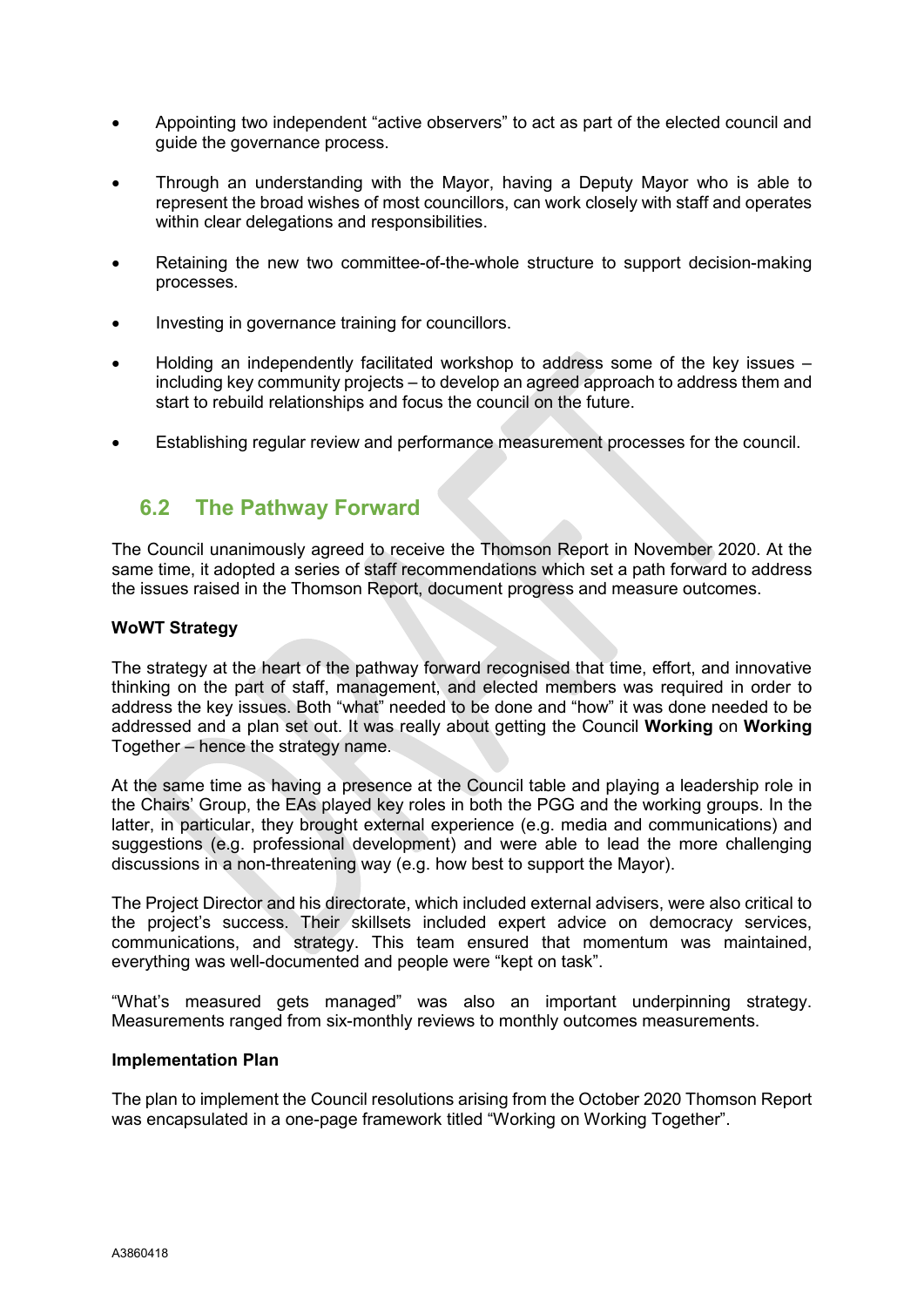- Appointing two independent "active observers" to act as part of the elected council and guide the governance process.
- Through an understanding with the Mayor, having a Deputy Mayor who is able to represent the broad wishes of most councillors, can work closely with staff and operates within clear delegations and responsibilities.
- Retaining the new two committee-of-the-whole structure to support decision-making processes.
- Investing in governance training for councillors.
- Holding an independently facilitated workshop to address some of the key issues – including key community projects – to develop an agreed approach to address them and start to rebuild relationships and focus the council on the future.
- Establishing regular review and performance measurement processes for the council.

## 6.2 The Pathway Forward

The Council unanimously agreed to receive the Thomson Report in November 2020. At the same time, it adopted a series of staff recommendations which set a path forward to address the issues raised in the Thomson Report, document progress and measure outcomes.

**WoWT Strategy**

The strategy at the heart of the pathway forward recognised that time, effort, and innovative thinking on the part of staff, management, and elected members was required in order to address the key issues. Both "what" needed to be done and "how" it was done needed to be addressed and a plan set out. It was really about getting the Council **Working** on **Working** Together – hence the strategy name.

At the same time as having a presence at the Council table and playing a leadership role in the Chairs' Group, the EAs played key roles in both the PGG and the working groups. In the latter, in particular, they brought external experience (e.g. media and communications) and suggestions (e.g. professional development) and were able to lead the more challenging discussions in a non-threatening way (e.g. how best to support the Mayor).

The Project Director and his directorate, which included external advisers, were also critical to the project's success. Their skillsets included expert advice on democracy services, communications, and strategy. This team ensured that momentum was maintained, everything was well-documented and people were "kept on task".

"What's measured gets managed" was also an important underpinning strategy. Measurements ranged from six-monthly reviews to monthly outcomes measurements.

**Implementation Plan**

The plan to implement the Council resolutions arising from the October 2020 Thomson Report was encapsulated in a one-page framework titled "Working on Working Together".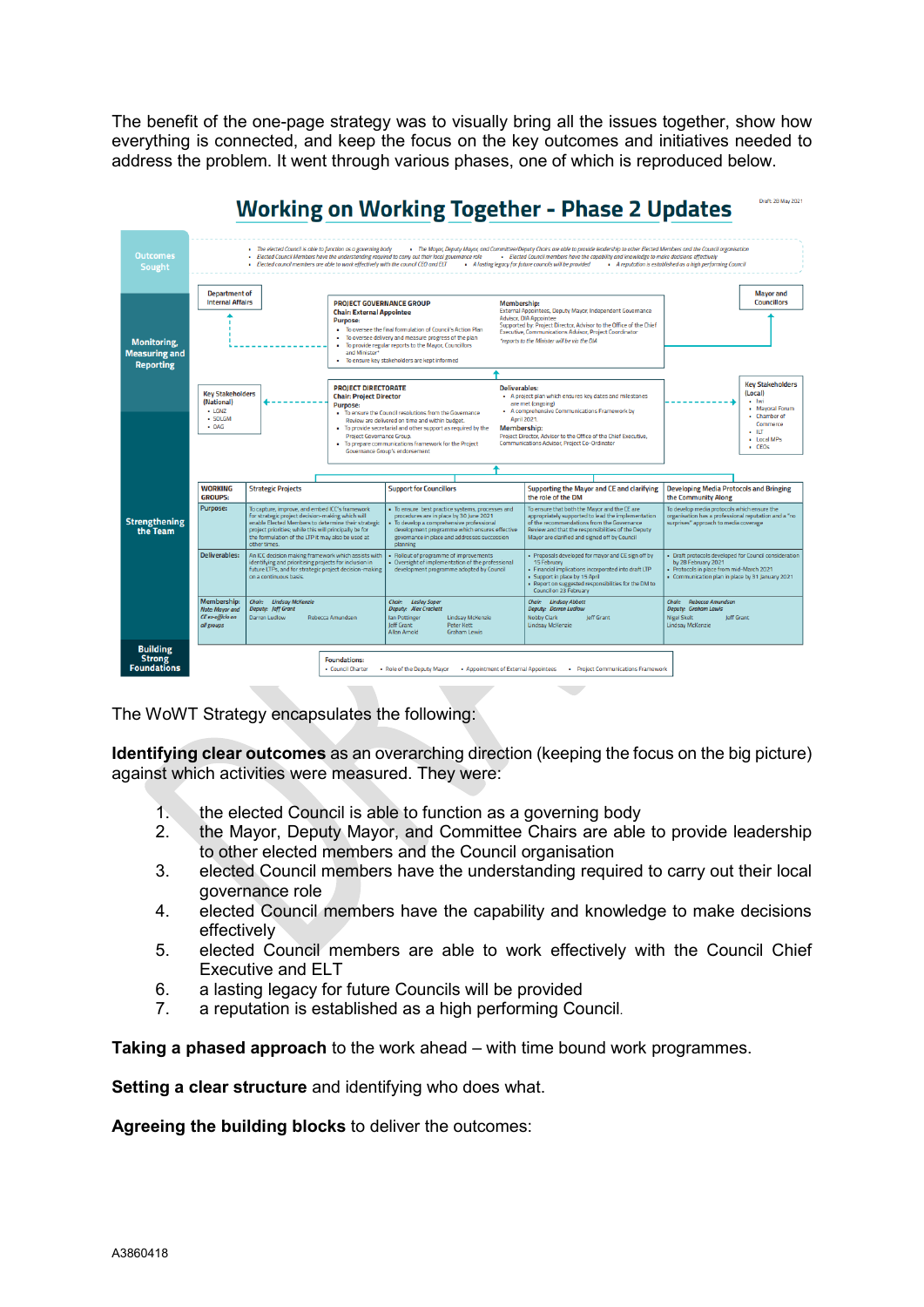The benefit of the one-page strategy was to visually bring all the issues together, show how everything is connected, and keep the focus on the key outcomes and initiatives needed to address the problem. It went through various phases, one of which is reproduced below.

## Working on Working Together - Phase 2 Updates

Draft: 28 May 2021

**Outcomes Sought**

- The elected Council is able to function as a governing body
- The Mayor, Deputy Mayor, and Committee/Deputy Chairs are able to provide leadership to other Elected Members and the Council organisation
- Elected Council Members have the understanding required to carry out their local governance role
- Elected Council members have the capability and knowledge to make decisions effectively
- Elected council members are able to work effectively with the council CEO and ELT
- A lasting legacy for future councils will be provided
- A reputation is established as a high performing Council

**Monitoring, Measuring and Reporting**

Department of Internal Affairs

**PROJECT GOVERNANCE GROUP**
**Chair: External Appointee**
**Purpose:**
- To oversee the final formulation of Council's Action Plan
- To oversee delivery and measure progress of the plan
- To provide regular reports to the Mayor, Councillors and Minister*
- To ensure key stakeholders are kept informed

**Membership:**
External Appointees, Deputy Mayor, Independent Governance Advisor, DIA Appointee
Supported by: Project Director, Advisor to the Office of the Chief Executive, Communications Advisor, Project Coordinator
*reports to the Minister will be via the DIA

Mayor and Councillors

Key Stakeholders (National)
- LGNZ
- SOLGM
- OAG

**PROJECT DIRECTORATE**
**Chair: Project Director**
**Purpose:**
- To ensure the Council resolutions from the Governance Review are delivered on time and within budget.
- To provide secretarial and other support as required by the Project Governance Group.
- To prepare communications framework for the Project Governance Group's endorsement

**Deliverables:**
- A project plan which ensures key dates and milestones are met (ongoing)
- A comprehensive Communications Framework by April 2021

**Membership:**
Project Director, Advisor to the Office of the Chief Executive, Communications Advisor, Project Co-Ordinator

Key Stakeholders (Local)
- Iwi
- Mayoral Forum
- Chamber of Commerce
- ILT
- Local MPs
- CEOs

**Strengthening the Team**

| WORKING GROUPS: | Strategic Projects | Support for Councillors | Supporting the Mayor and CE and clarifying the role of the DM | Developing Media Protocols and Bringing the Community Along |
|---|---|---|---|---|
| Purpose: | To capture, improve, and embed ICC's framework for strategic project decision-making which will enable Elected Members to determine their strategic project priorities, while this will principally be for the formulation of the LTP it may also be used at other times. | • To ensure best practice systems, processes and procedures are in place by 30 June 2021<br>• To develop a comprehensive professional development programme which ensures effective governance in place and addresses succession planning | To ensure that both the Mayor and the CE are appropriately supported to lead the implementation of the recommendations from the Governance Review and that the responsibilities of the Deputy Mayor are clarified and signed off by Council | To develop media protocols which ensure the organisation has a professional reputation and a "no surprises" approach to media coverage |
| Deliverables: | An ICC decision making framework which assists with identifying and prioritising projects for inclusion in future LTPs, and for strategic project decision-making on a continuous basis. | • Rollout of programme of improvements<br>• Oversight of implementation of the professional development programme adopted by Council | • Proposals developed for mayor and CE sign off by 15 February<br>• Financial implications incorporated into draft LTP<br>• Support in place by 15 April<br>• Report on suggested responsibilities for the DM to Council on 23 February | • Draft protocols developed for Council consideration by 28 February 2021<br>• Protocols in place from mid-March 2021<br>• Communication plan in place by 31 January 2021 |
| Membership: Note: Mayor and CE ex-officio on all groups | Chair: Lindsay McKenzie<br>Deputy: Jeff Grant<br>Darren Ludlow, Rebecca Amundsen | Chair: Lesley Soper<br>Deputy: Alex Crackett<br>Ian Pottinger, Lindsay McKenzie, Jeff Grant, Peter Kett, Allan Arnold, Graham Lewis | Chair: Lindsay Abbott<br>Deputy: Darren Ludlow<br>Nobby Clark, Jeff Grant, Lindsay McKenzie | Chair: Rebecca Amundsen<br>Deputy: Graham Lewis<br>Nigel Skelt, Jeff Grant, Lindsay McKenzie |

**Building Strong Foundations**

Foundations:
- Council Charter
- Role of the Deputy Mayor
- Appointment of External Appointees
- Project Communications Framework

The WoWT Strategy encapsulates the following:

**Identifying clear outcomes** as an overarching direction (keeping the focus on the big picture) against which activities were measured. They were:

1. the elected Council is able to function as a governing body
2. the Mayor, Deputy Mayor, and Committee Chairs are able to provide leadership to other elected members and the Council organisation
3. elected Council members have the understanding required to carry out their local governance role
4. elected Council members have the capability and knowledge to make decisions effectively
5. elected Council members are able to work effectively with the Council Chief Executive and ELT
6. a lasting legacy for future Councils will be provided
7. a reputation is established as a high performing Council.

**Taking a phased approach** to the work ahead – with time bound work programmes.

**Setting a clear structure** and identifying who does what.

**Agreeing the building blocks** to deliver the outcomes: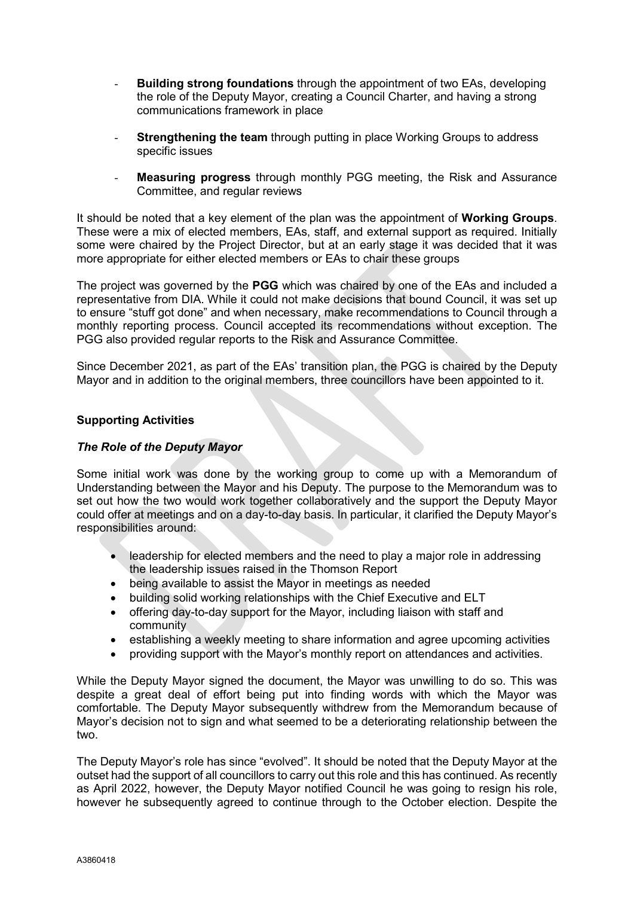- **Building strong foundations** through the appointment of two EAs, developing the role of the Deputy Mayor, creating a Council Charter, and having a strong communications framework in place

- **Strengthening the team** through putting in place Working Groups to address specific issues

- **Measuring progress** through monthly PGG meeting, the Risk and Assurance Committee, and regular reviews

It should be noted that a key element of the plan was the appointment of **Working Groups**. These were a mix of elected members, EAs, staff, and external support as required. Initially some were chaired by the Project Director, but at an early stage it was decided that it was more appropriate for either elected members or EAs to chair these groups

The project was governed by the **PGG** which was chaired by one of the EAs and included a representative from DIA. While it could not make decisions that bound Council, it was set up to ensure "stuff got done" and when necessary, make recommendations to Council through a monthly reporting process. Council accepted its recommendations without exception. The PGG also provided regular reports to the Risk and Assurance Committee.

Since December 2021, as part of the EAs' transition plan, the PGG is chaired by the Deputy Mayor and in addition to the original members, three councillors have been appointed to it.

### Supporting Activities

#### *The Role of the Deputy Mayor*

Some initial work was done by the working group to come up with a Memorandum of Understanding between the Mayor and his Deputy. The purpose to the Memorandum was to set out how the two would work together collaboratively and the support the Deputy Mayor could offer at meetings and on a day-to-day basis. In particular, it clarified the Deputy Mayor's responsibilities around:

- leadership for elected members and the need to play a major role in addressing the leadership issues raised in the Thomson Report
- being available to assist the Mayor in meetings as needed
- building solid working relationships with the Chief Executive and ELT
- offering day-to-day support for the Mayor, including liaison with staff and community
- establishing a weekly meeting to share information and agree upcoming activities
- providing support with the Mayor's monthly report on attendances and activities.

While the Deputy Mayor signed the document, the Mayor was unwilling to do so. This was despite a great deal of effort being put into finding words with which the Mayor was comfortable. The Deputy Mayor subsequently withdrew from the Memorandum because of Mayor's decision not to sign and what seemed to be a deteriorating relationship between the two.

The Deputy Mayor's role has since "evolved". It should be noted that the Deputy Mayor at the outset had the support of all councillors to carry out this role and this has continued. As recently as April 2022, however, the Deputy Mayor notified Council he was going to resign his role, however he subsequently agreed to continue through to the October election. Despite the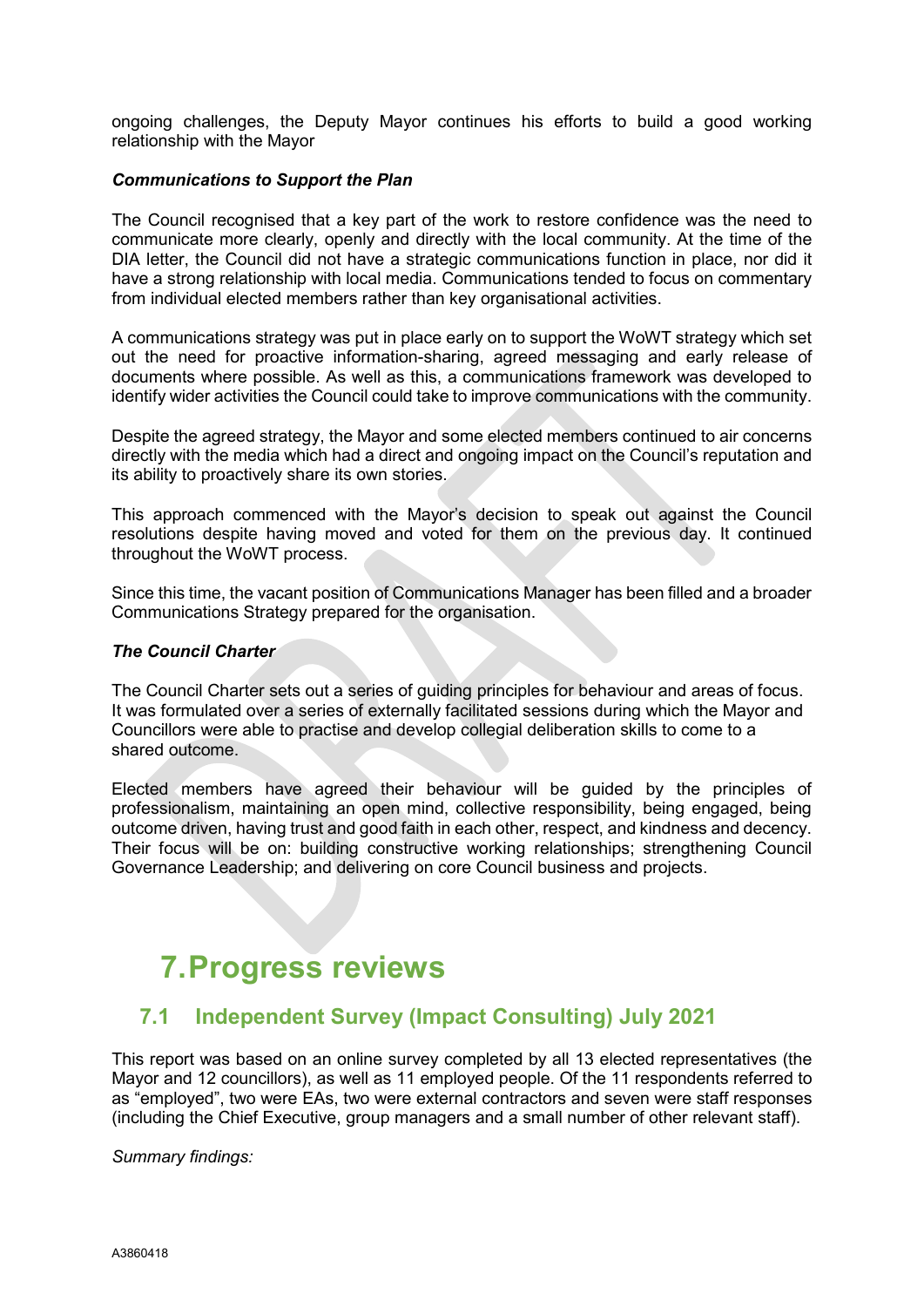ongoing challenges, the Deputy Mayor continues his efforts to build a good working relationship with the Mayor

***Communications to Support the Plan***

The Council recognised that a key part of the work to restore confidence was the need to communicate more clearly, openly and directly with the local community. At the time of the DIA letter, the Council did not have a strategic communications function in place, nor did it have a strong relationship with local media. Communications tended to focus on commentary from individual elected members rather than key organisational activities.

A communications strategy was put in place early on to support the WoWT strategy which set out the need for proactive information-sharing, agreed messaging and early release of documents where possible. As well as this, a communications framework was developed to identify wider activities the Council could take to improve communications with the community.

Despite the agreed strategy, the Mayor and some elected members continued to air concerns directly with the media which had a direct and ongoing impact on the Council's reputation and its ability to proactively share its own stories.

This approach commenced with the Mayor's decision to speak out against the Council resolutions despite having moved and voted for them on the previous day. It continued throughout the WoWT process.

Since this time, the vacant position of Communications Manager has been filled and a broader Communications Strategy prepared for the organisation.

***The Council Charter***

The Council Charter sets out a series of guiding principles for behaviour and areas of focus. It was formulated over a series of externally facilitated sessions during which the Mayor and Councillors were able to practise and develop collegial deliberation skills to come to a shared outcome.

Elected members have agreed their behaviour will be guided by the principles of professionalism, maintaining an open mind, collective responsibility, being engaged, being outcome driven, having trust and good faith in each other, respect, and kindness and decency. Their focus will be on: building constructive working relationships; strengthening Council Governance Leadership; and delivering on core Council business and projects.

# 7. Progress reviews

## 7.1 Independent Survey (Impact Consulting) July 2021

This report was based on an online survey completed by all 13 elected representatives (the Mayor and 12 councillors), as well as 11 employed people. Of the 11 respondents referred to as "employed", two were EAs, two were external contractors and seven were staff responses (including the Chief Executive, group managers and a small number of other relevant staff).

*Summary findings:*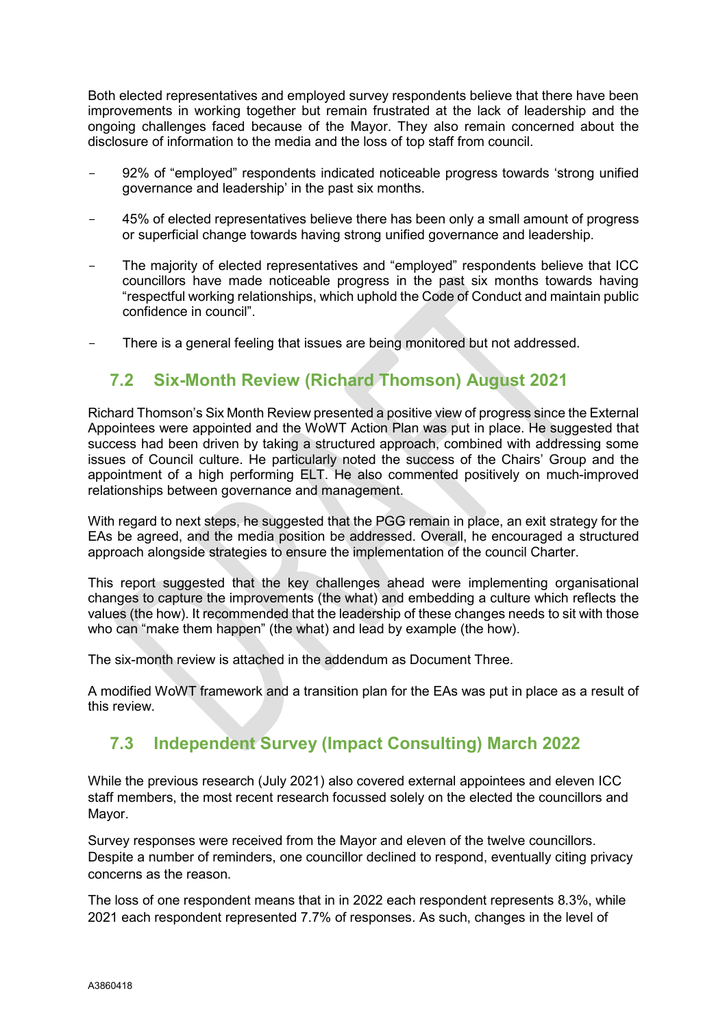Both elected representatives and employed survey respondents believe that there have been improvements in working together but remain frustrated at the lack of leadership and the ongoing challenges faced because of the Mayor. They also remain concerned about the disclosure of information to the media and the loss of top staff from council.

- 92% of "employed" respondents indicated noticeable progress towards 'strong unified governance and leadership' in the past six months.
- 45% of elected representatives believe there has been only a small amount of progress or superficial change towards having strong unified governance and leadership.
- The majority of elected representatives and "employed" respondents believe that ICC councillors have made noticeable progress in the past six months towards having "respectful working relationships, which uphold the Code of Conduct and maintain public confidence in council".
- There is a general feeling that issues are being monitored but not addressed.

## 7.2 Six-Month Review (Richard Thomson) August 2021

Richard Thomson's Six Month Review presented a positive view of progress since the External Appointees were appointed and the WoWT Action Plan was put in place. He suggested that success had been driven by taking a structured approach, combined with addressing some issues of Council culture. He particularly noted the success of the Chairs' Group and the appointment of a high performing ELT. He also commented positively on much-improved relationships between governance and management.

With regard to next steps, he suggested that the PGG remain in place, an exit strategy for the EAs be agreed, and the media position be addressed. Overall, he encouraged a structured approach alongside strategies to ensure the implementation of the council Charter.

This report suggested that the key challenges ahead were implementing organisational changes to capture the improvements (the what) and embedding a culture which reflects the values (the how). It recommended that the leadership of these changes needs to sit with those who can "make them happen" (the what) and lead by example (the how).

The six-month review is attached in the addendum as Document Three.

A modified WoWT framework and a transition plan for the EAs was put in place as a result of this review.

## 7.3 Independent Survey (Impact Consulting) March 2022

While the previous research (July 2021) also covered external appointees and eleven ICC staff members, the most recent research focussed solely on the elected the councillors and Mayor.

Survey responses were received from the Mayor and eleven of the twelve councillors. Despite a number of reminders, one councillor declined to respond, eventually citing privacy concerns as the reason.

The loss of one respondent means that in in 2022 each respondent represents 8.3%, while 2021 each respondent represented 7.7% of responses. As such, changes in the level of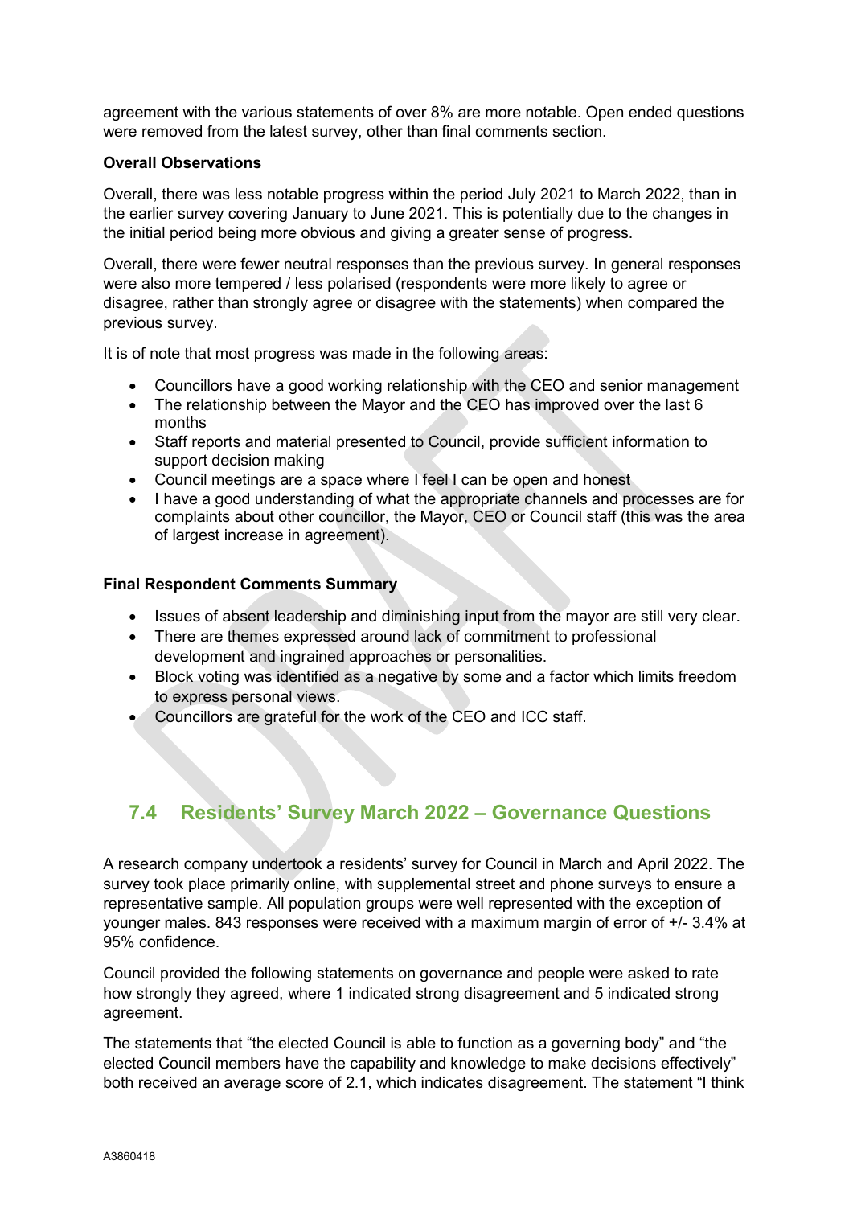agreement with the various statements of over 8% are more notable. Open ended questions were removed from the latest survey, other than final comments section.

**Overall Observations**

Overall, there was less notable progress within the period July 2021 to March 2022, than in the earlier survey covering January to June 2021. This is potentially due to the changes in the initial period being more obvious and giving a greater sense of progress.

Overall, there were fewer neutral responses than the previous survey. In general responses were also more tempered / less polarised (respondents were more likely to agree or disagree, rather than strongly agree or disagree with the statements) when compared the previous survey.

It is of note that most progress was made in the following areas:

- Councillors have a good working relationship with the CEO and senior management
- The relationship between the Mayor and the CEO has improved over the last 6 months
- Staff reports and material presented to Council, provide sufficient information to support decision making
- Council meetings are a space where I feel I can be open and honest
- I have a good understanding of what the appropriate channels and processes are for complaints about other councillor, the Mayor, CEO or Council staff (this was the area of largest increase in agreement).

**Final Respondent Comments Summary**

- Issues of absent leadership and diminishing input from the mayor are still very clear.
- There are themes expressed around lack of commitment to professional development and ingrained approaches or personalities.
- Block voting was identified as a negative by some and a factor which limits freedom to express personal views.
- Councillors are grateful for the work of the CEO and ICC staff.

## 7.4 Residents' Survey March 2022 – Governance Questions

A research company undertook a residents' survey for Council in March and April 2022. The survey took place primarily online, with supplemental street and phone surveys to ensure a representative sample. All population groups were well represented with the exception of younger males. 843 responses were received with a maximum margin of error of +/- 3.4% at 95% confidence.

Council provided the following statements on governance and people were asked to rate how strongly they agreed, where 1 indicated strong disagreement and 5 indicated strong agreement.

The statements that "the elected Council is able to function as a governing body" and "the elected Council members have the capability and knowledge to make decisions effectively" both received an average score of 2.1, which indicates disagreement. The statement "I think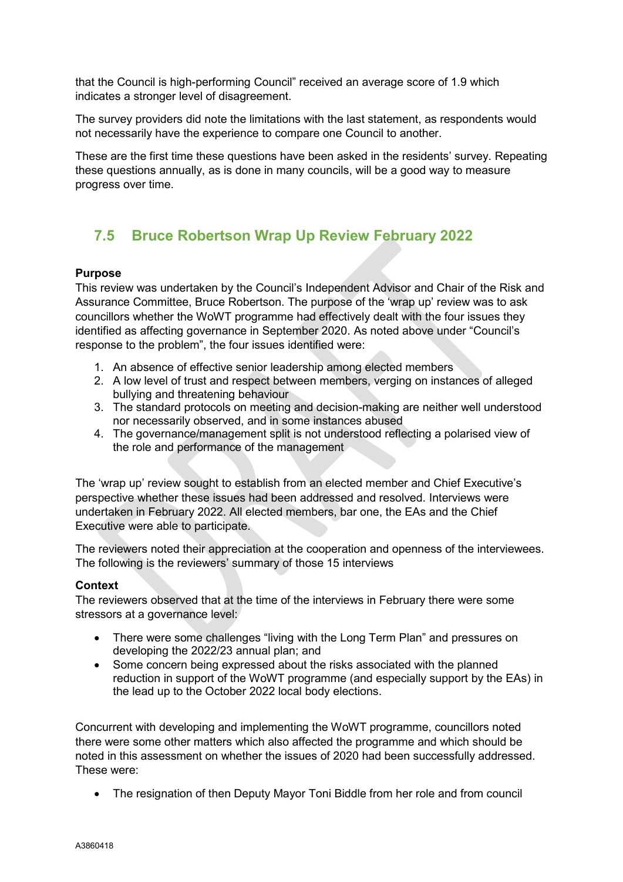that the Council is high-performing Council" received an average score of 1.9 which indicates a stronger level of disagreement.

The survey providers did note the limitations with the last statement, as respondents would not necessarily have the experience to compare one Council to another.

These are the first time these questions have been asked in the residents' survey. Repeating these questions annually, as is done in many councils, will be a good way to measure progress over time.

## 7.5 Bruce Robertson Wrap Up Review February 2022

**Purpose**

This review was undertaken by the Council's Independent Advisor and Chair of the Risk and Assurance Committee, Bruce Robertson. The purpose of the 'wrap up' review was to ask councillors whether the WoWT programme had effectively dealt with the four issues they identified as affecting governance in September 2020. As noted above under "Council's response to the problem", the four issues identified were:

1. An absence of effective senior leadership among elected members
2. A low level of trust and respect between members, verging on instances of alleged bullying and threatening behaviour
3. The standard protocols on meeting and decision-making are neither well understood nor necessarily observed, and in some instances abused
4. The governance/management split is not understood reflecting a polarised view of the role and performance of the management

The 'wrap up' review sought to establish from an elected member and Chief Executive's perspective whether these issues had been addressed and resolved. Interviews were undertaken in February 2022. All elected members, bar one, the EAs and the Chief Executive were able to participate.

The reviewers noted their appreciation at the cooperation and openness of the interviewees. The following is the reviewers' summary of those 15 interviews

**Context**

The reviewers observed that at the time of the interviews in February there were some stressors at a governance level:

- There were some challenges "living with the Long Term Plan" and pressures on developing the 2022/23 annual plan; and
- Some concern being expressed about the risks associated with the planned reduction in support of the WoWT programme (and especially support by the EAs) in the lead up to the October 2022 local body elections.

Concurrent with developing and implementing the WoWT programme, councillors noted there were some other matters which also affected the programme and which should be noted in this assessment on whether the issues of 2020 had been successfully addressed. These were:

- The resignation of then Deputy Mayor Toni Biddle from her role and from council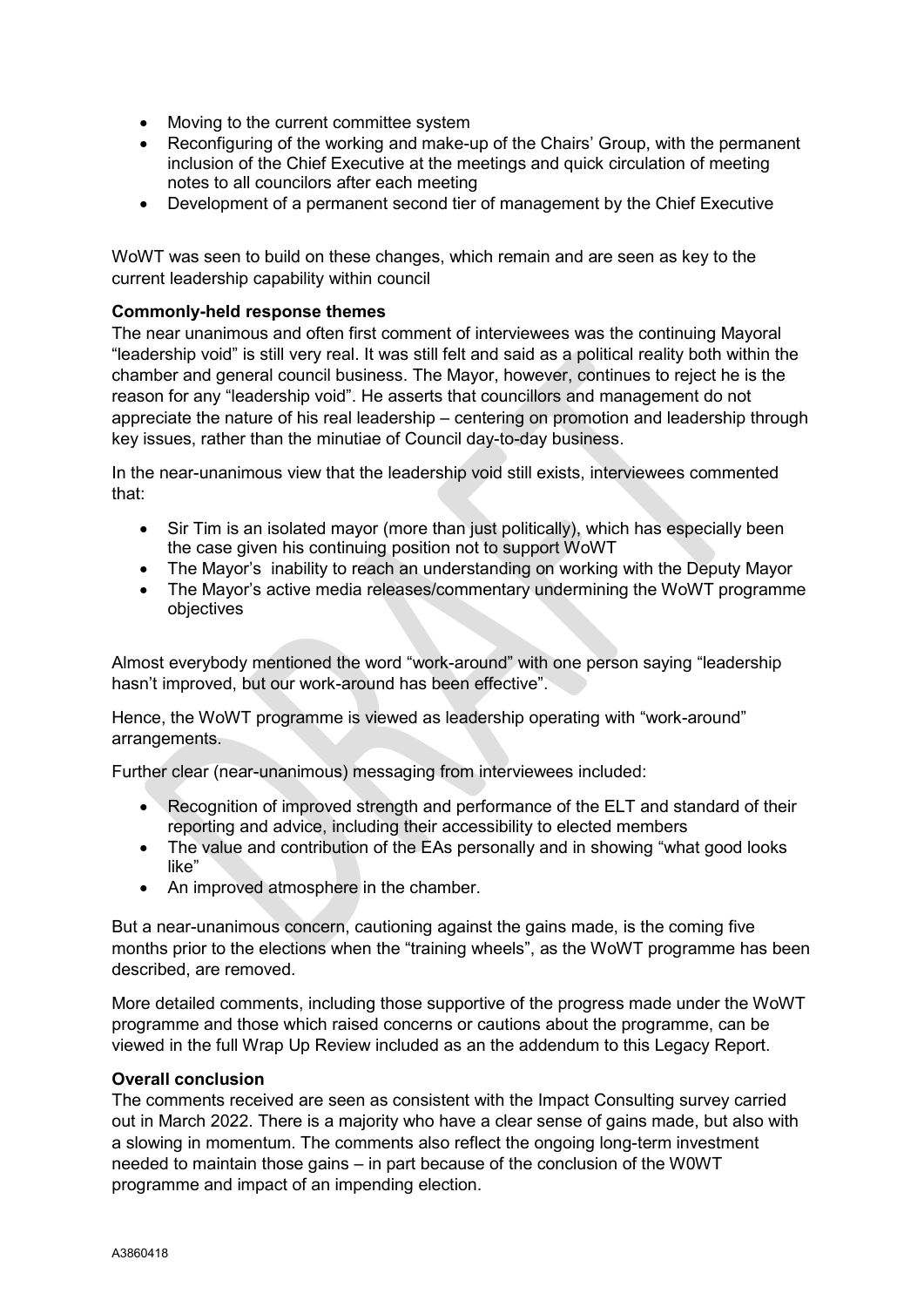- Moving to the current committee system
- Reconfiguring of the working and make-up of the Chairs' Group, with the permanent inclusion of the Chief Executive at the meetings and quick circulation of meeting notes to all councilors after each meeting
- Development of a permanent second tier of management by the Chief Executive

WoWT was seen to build on these changes, which remain and are seen as key to the current leadership capability within council

**Commonly-held response themes**

The near unanimous and often first comment of interviewees was the continuing Mayoral "leadership void" is still very real. It was still felt and said as a political reality both within the chamber and general council business. The Mayor, however, continues to reject he is the reason for any "leadership void". He asserts that councillors and management do not appreciate the nature of his real leadership – centering on promotion and leadership through key issues, rather than the minutiae of Council day-to-day business.

In the near-unanimous view that the leadership void still exists, interviewees commented that:

- Sir Tim is an isolated mayor (more than just politically), which has especially been the case given his continuing position not to support WoWT
- The Mayor's inability to reach an understanding on working with the Deputy Mayor
- The Mayor's active media releases/commentary undermining the WoWT programme objectives

Almost everybody mentioned the word "work-around" with one person saying "leadership hasn't improved, but our work-around has been effective".

Hence, the WoWT programme is viewed as leadership operating with "work-around" arrangements.

Further clear (near-unanimous) messaging from interviewees included:

- Recognition of improved strength and performance of the ELT and standard of their reporting and advice, including their accessibility to elected members
- The value and contribution of the EAs personally and in showing "what good looks like"
- An improved atmosphere in the chamber.

But a near-unanimous concern, cautioning against the gains made, is the coming five months prior to the elections when the "training wheels", as the WoWT programme has been described, are removed.

More detailed comments, including those supportive of the progress made under the WoWT programme and those which raised concerns or cautions about the programme, can be viewed in the full Wrap Up Review included as an the addendum to this Legacy Report.

**Overall conclusion**

The comments received are seen as consistent with the Impact Consulting survey carried out in March 2022. There is a majority who have a clear sense of gains made, but also with a slowing in momentum. The comments also reflect the ongoing long-term investment needed to maintain those gains – in part because of the conclusion of the W0WT programme and impact of an impending election.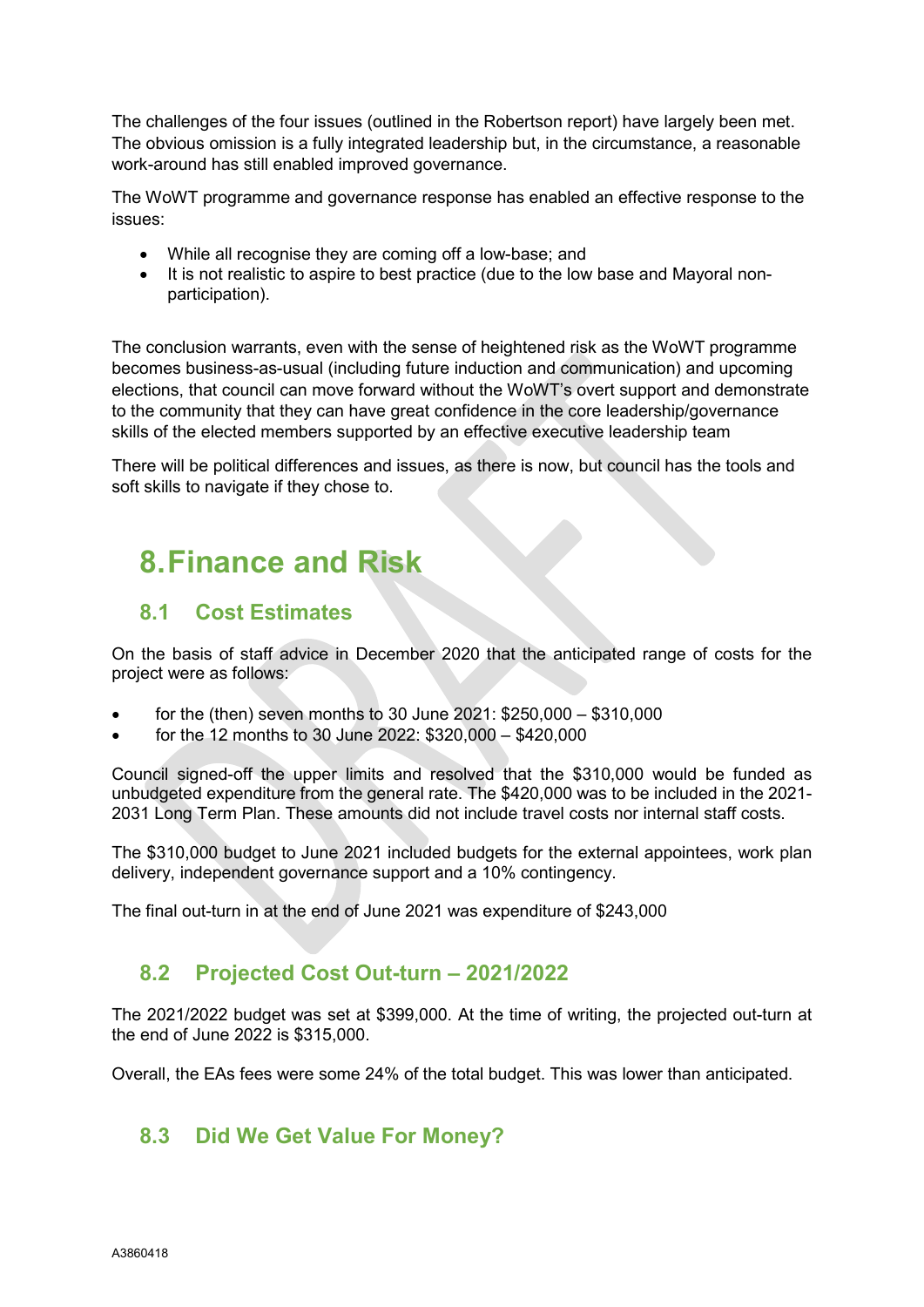The challenges of the four issues (outlined in the Robertson report) have largely been met. The obvious omission is a fully integrated leadership but, in the circumstance, a reasonable work-around has still enabled improved governance.

The WoWT programme and governance response has enabled an effective response to the issues:

- While all recognise they are coming off a low-base; and
- It is not realistic to aspire to best practice (due to the low base and Mayoral non-participation).

The conclusion warrants, even with the sense of heightened risk as the WoWT programme becomes business-as-usual (including future induction and communication) and upcoming elections, that council can move forward without the WoWT's overt support and demonstrate to the community that they can have great confidence in the core leadership/governance skills of the elected members supported by an effective executive leadership team

There will be political differences and issues, as there is now, but council has the tools and soft skills to navigate if they chose to.

# 8. Finance and Risk

## 8.1 Cost Estimates

On the basis of staff advice in December 2020 that the anticipated range of costs for the project were as follows:

- for the (then) seven months to 30 June 2021: $250,000 – $310,000
- for the 12 months to 30 June 2022: $320,000 – $420,000

Council signed-off the upper limits and resolved that the $310,000 would be funded as unbudgeted expenditure from the general rate. The $420,000 was to be included in the 2021-2031 Long Term Plan. These amounts did not include travel costs nor internal staff costs.

The $310,000 budget to June 2021 included budgets for the external appointees, work plan delivery, independent governance support and a 10% contingency.

The final out-turn in at the end of June 2021 was expenditure of $243,000

## 8.2 Projected Cost Out-turn – 2021/2022

The 2021/2022 budget was set at $399,000. At the time of writing, the projected out-turn at the end of June 2022 is $315,000.

Overall, the EAs fees were some 24% of the total budget. This was lower than anticipated.

## 8.3 Did We Get Value For Money?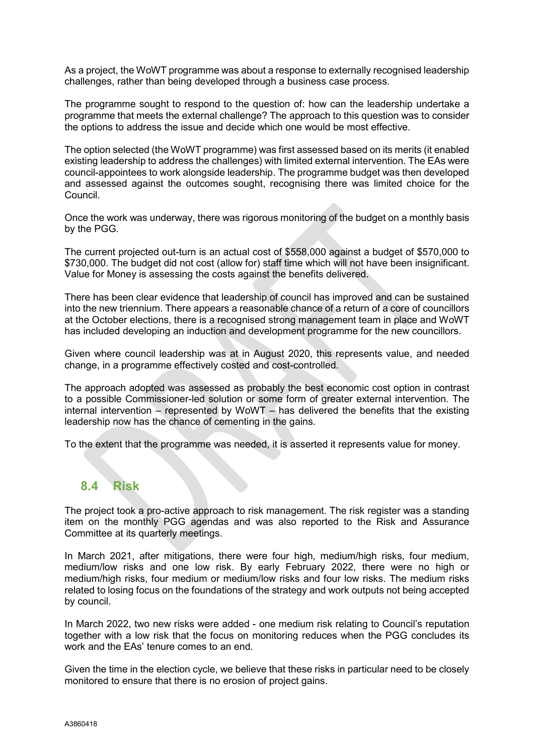As a project, the WoWT programme was about a response to externally recognised leadership challenges, rather than being developed through a business case process.

The programme sought to respond to the question of: how can the leadership undertake a programme that meets the external challenge? The approach to this question was to consider the options to address the issue and decide which one would be most effective.

The option selected (the WoWT programme) was first assessed based on its merits (it enabled existing leadership to address the challenges) with limited external intervention. The EAs were council-appointees to work alongside leadership. The programme budget was then developed and assessed against the outcomes sought, recognising there was limited choice for the Council.

Once the work was underway, there was rigorous monitoring of the budget on a monthly basis by the PGG.

The current projected out-turn is an actual cost of $558,000 against a budget of $570,000 to $730,000. The budget did not cost (allow for) staff time which will not have been insignificant. Value for Money is assessing the costs against the benefits delivered.

There has been clear evidence that leadership of council has improved and can be sustained into the new triennium. There appears a reasonable chance of a return of a core of councillors at the October elections, there is a recognised strong management team in place and WoWT has included developing an induction and development programme for the new councillors.

Given where council leadership was at in August 2020, this represents value, and needed change, in a programme effectively costed and cost-controlled.

The approach adopted was assessed as probably the best economic cost option in contrast to a possible Commissioner-led solution or some form of greater external intervention. The internal intervention – represented by WoWT – has delivered the benefits that the existing leadership now has the chance of cementing in the gains.

To the extent that the programme was needed, it is asserted it represents value for money.

## 8.4 Risk

The project took a pro-active approach to risk management. The risk register was a standing item on the monthly PGG agendas and was also reported to the Risk and Assurance Committee at its quarterly meetings.

In March 2021, after mitigations, there were four high, medium/high risks, four medium, medium/low risks and one low risk. By early February 2022, there were no high or medium/high risks, four medium or medium/low risks and four low risks. The medium risks related to losing focus on the foundations of the strategy and work outputs not being accepted by council.

In March 2022, two new risks were added - one medium risk relating to Council's reputation together with a low risk that the focus on monitoring reduces when the PGG concludes its work and the EAs' tenure comes to an end.

Given the time in the election cycle, we believe that these risks in particular need to be closely monitored to ensure that there is no erosion of project gains.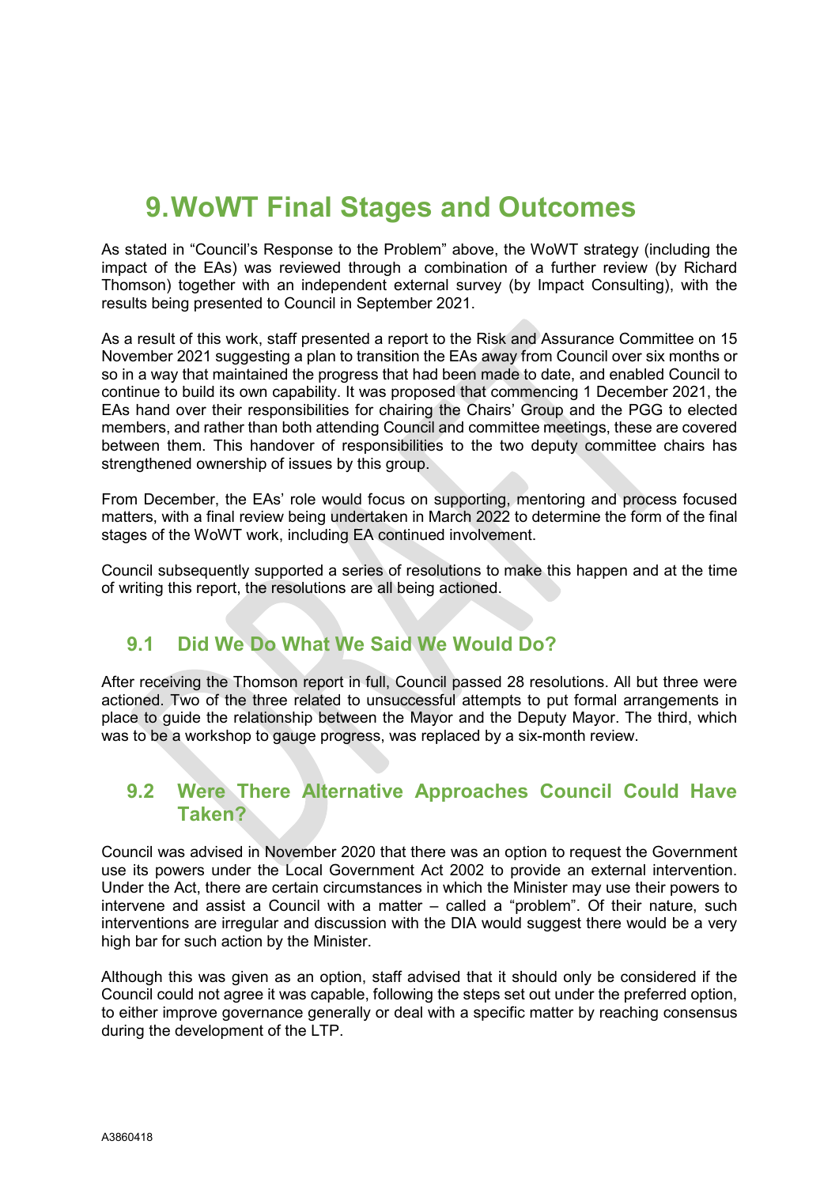# 9. WoWT Final Stages and Outcomes

As stated in "Council's Response to the Problem" above, the WoWT strategy (including the impact of the EAs) was reviewed through a combination of a further review (by Richard Thomson) together with an independent external survey (by Impact Consulting), with the results being presented to Council in September 2021.

As a result of this work, staff presented a report to the Risk and Assurance Committee on 15 November 2021 suggesting a plan to transition the EAs away from Council over six months or so in a way that maintained the progress that had been made to date, and enabled Council to continue to build its own capability. It was proposed that commencing 1 December 2021, the EAs hand over their responsibilities for chairing the Chairs' Group and the PGG to elected members, and rather than both attending Council and committee meetings, these are covered between them. This handover of responsibilities to the two deputy committee chairs has strengthened ownership of issues by this group.

From December, the EAs' role would focus on supporting, mentoring and process focused matters, with a final review being undertaken in March 2022 to determine the form of the final stages of the WoWT work, including EA continued involvement.

Council subsequently supported a series of resolutions to make this happen and at the time of writing this report, the resolutions are all being actioned.

## 9.1 Did We Do What We Said We Would Do?

After receiving the Thomson report in full, Council passed 28 resolutions. All but three were actioned. Two of the three related to unsuccessful attempts to put formal arrangements in place to guide the relationship between the Mayor and the Deputy Mayor. The third, which was to be a workshop to gauge progress, was replaced by a six-month review.

## 9.2 Were There Alternative Approaches Council Could Have Taken?

Council was advised in November 2020 that there was an option to request the Government use its powers under the Local Government Act 2002 to provide an external intervention. Under the Act, there are certain circumstances in which the Minister may use their powers to intervene and assist a Council with a matter – called a "problem". Of their nature, such interventions are irregular and discussion with the DIA would suggest there would be a very high bar for such action by the Minister.

Although this was given as an option, staff advised that it should only be considered if the Council could not agree it was capable, following the steps set out under the preferred option, to either improve governance generally or deal with a specific matter by reaching consensus during the development of the LTP.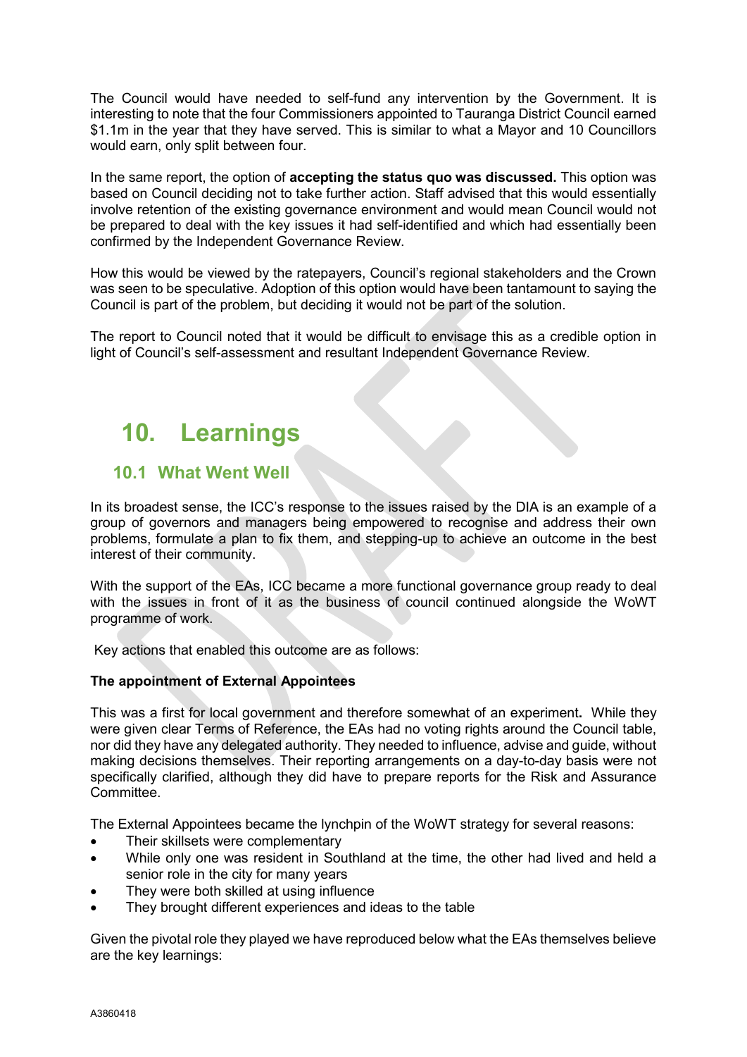The Council would have needed to self-fund any intervention by the Government. It is interesting to note that the four Commissioners appointed to Tauranga District Council earned $1.1m in the year that they have served. This is similar to what a Mayor and 10 Councillors would earn, only split between four.

In the same report, the option of **accepting the status quo was discussed.** This option was based on Council deciding not to take further action. Staff advised that this would essentially involve retention of the existing governance environment and would mean Council would not be prepared to deal with the key issues it had self-identified and which had essentially been confirmed by the Independent Governance Review.

How this would be viewed by the ratepayers, Council's regional stakeholders and the Crown was seen to be speculative. Adoption of this option would have been tantamount to saying the Council is part of the problem, but deciding it would not be part of the solution.

The report to Council noted that it would be difficult to envisage this as a credible option in light of Council's self-assessment and resultant Independent Governance Review.

# 10. Learnings

## 10.1 What Went Well

In its broadest sense, the ICC's response to the issues raised by the DIA is an example of a group of governors and managers being empowered to recognise and address their own problems, formulate a plan to fix them, and stepping-up to achieve an outcome in the best interest of their community.

With the support of the EAs, ICC became a more functional governance group ready to deal with the issues in front of it as the business of council continued alongside the WoWT programme of work.

Key actions that enabled this outcome are as follows:

**The appointment of External Appointees**

This was a first for local government and therefore somewhat of an experiment**.** While they were given clear Terms of Reference, the EAs had no voting rights around the Council table, nor did they have any delegated authority. They needed to influence, advise and guide, without making decisions themselves. Their reporting arrangements on a day-to-day basis were not specifically clarified, although they did have to prepare reports for the Risk and Assurance Committee.

The External Appointees became the lynchpin of the WoWT strategy for several reasons:

- Their skillsets were complementary
- While only one was resident in Southland at the time, the other had lived and held a senior role in the city for many years
- They were both skilled at using influence
- They brought different experiences and ideas to the table

Given the pivotal role they played we have reproduced below what the EAs themselves believe are the key learnings: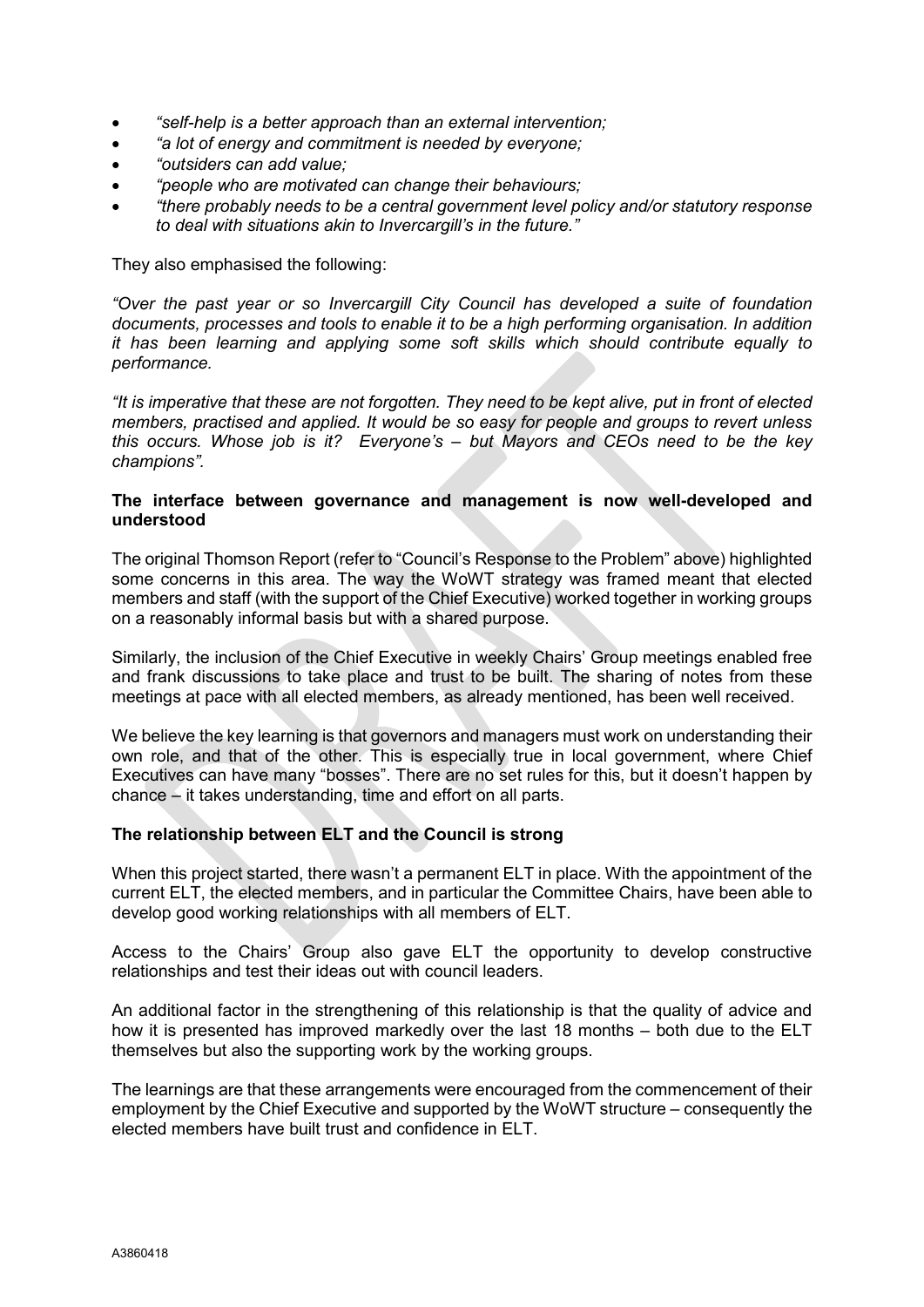- *"self-help is a better approach than an external intervention;*
- *"a lot of energy and commitment is needed by everyone;*
- *"outsiders can add value;*
- *"people who are motivated can change their behaviours;*
- *"there probably needs to be a central government level policy and/or statutory response to deal with situations akin to Invercargill's in the future."*

They also emphasised the following:

*"Over the past year or so Invercargill City Council has developed a suite of foundation documents, processes and tools to enable it to be a high performing organisation. In addition it has been learning and applying some soft skills which should contribute equally to performance.*

*"It is imperative that these are not forgotten. They need to be kept alive, put in front of elected members, practised and applied. It would be so easy for people and groups to revert unless this occurs. Whose job is it? Everyone's – but Mayors and CEOs need to be the key champions".*

**The interface between governance and management is now well-developed and understood**

The original Thomson Report (refer to "Council's Response to the Problem" above) highlighted some concerns in this area. The way the WoWT strategy was framed meant that elected members and staff (with the support of the Chief Executive) worked together in working groups on a reasonably informal basis but with a shared purpose.

Similarly, the inclusion of the Chief Executive in weekly Chairs' Group meetings enabled free and frank discussions to take place and trust to be built. The sharing of notes from these meetings at pace with all elected members, as already mentioned, has been well received.

We believe the key learning is that governors and managers must work on understanding their own role, and that of the other. This is especially true in local government, where Chief Executives can have many "bosses". There are no set rules for this, but it doesn't happen by chance – it takes understanding, time and effort on all parts.

**The relationship between ELT and the Council is strong**

When this project started, there wasn't a permanent ELT in place. With the appointment of the current ELT, the elected members, and in particular the Committee Chairs, have been able to develop good working relationships with all members of ELT.

Access to the Chairs' Group also gave ELT the opportunity to develop constructive relationships and test their ideas out with council leaders.

An additional factor in the strengthening of this relationship is that the quality of advice and how it is presented has improved markedly over the last 18 months – both due to the ELT themselves but also the supporting work by the working groups.

The learnings are that these arrangements were encouraged from the commencement of their employment by the Chief Executive and supported by the WoWT structure – consequently the elected members have built trust and confidence in ELT.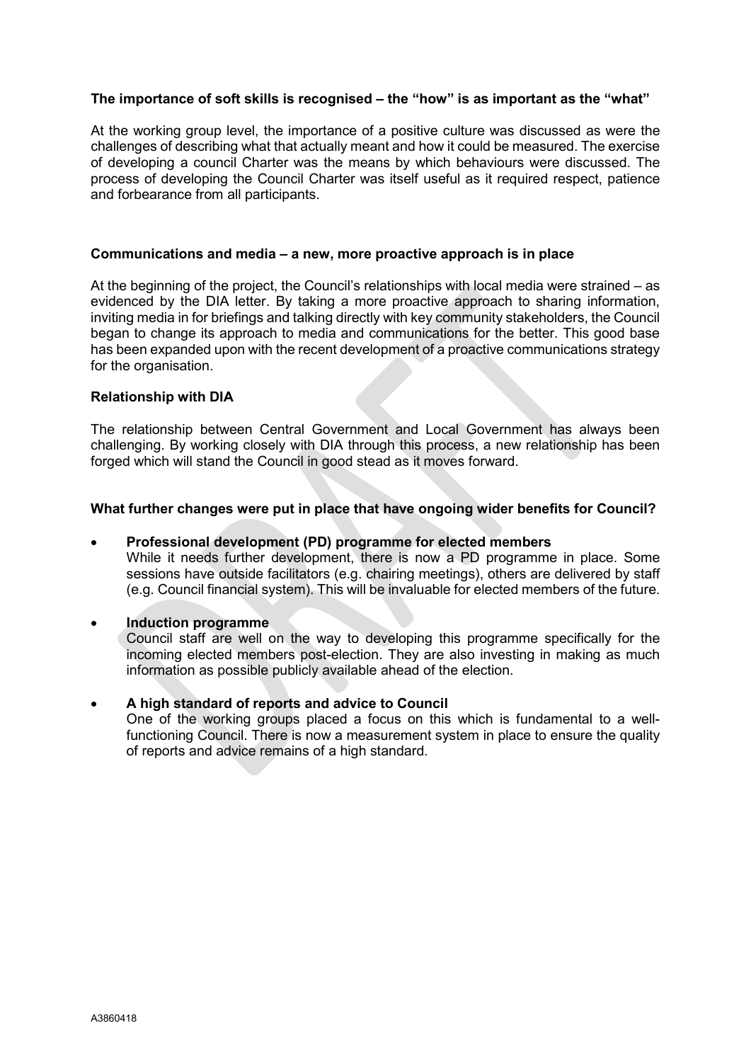**The importance of soft skills is recognised – the "how" is as important as the "what"**

At the working group level, the importance of a positive culture was discussed as were the challenges of describing what that actually meant and how it could be measured. The exercise of developing a council Charter was the means by which behaviours were discussed. The process of developing the Council Charter was itself useful as it required respect, patience and forbearance from all participants.

**Communications and media – a new, more proactive approach is in place**

At the beginning of the project, the Council's relationships with local media were strained – as evidenced by the DIA letter. By taking a more proactive approach to sharing information, inviting media in for briefings and talking directly with key community stakeholders, the Council began to change its approach to media and communications for the better. This good base has been expanded upon with the recent development of a proactive communications strategy for the organisation.

**Relationship with DIA**

The relationship between Central Government and Local Government has always been challenging. By working closely with DIA through this process, a new relationship has been forged which will stand the Council in good stead as it moves forward.

**What further changes were put in place that have ongoing wider benefits for Council?**

- **Professional development (PD) programme for elected members**
  While it needs further development, there is now a PD programme in place. Some sessions have outside facilitators (e.g. chairing meetings), others are delivered by staff (e.g. Council financial system). This will be invaluable for elected members of the future.

- **Induction programme**
  Council staff are well on the way to developing this programme specifically for the incoming elected members post-election. They are also investing in making as much information as possible publicly available ahead of the election.

- **A high standard of reports and advice to Council**
  One of the working groups placed a focus on this which is fundamental to a well-functioning Council. There is now a measurement system in place to ensure the quality of reports and advice remains of a high standard.

A3860418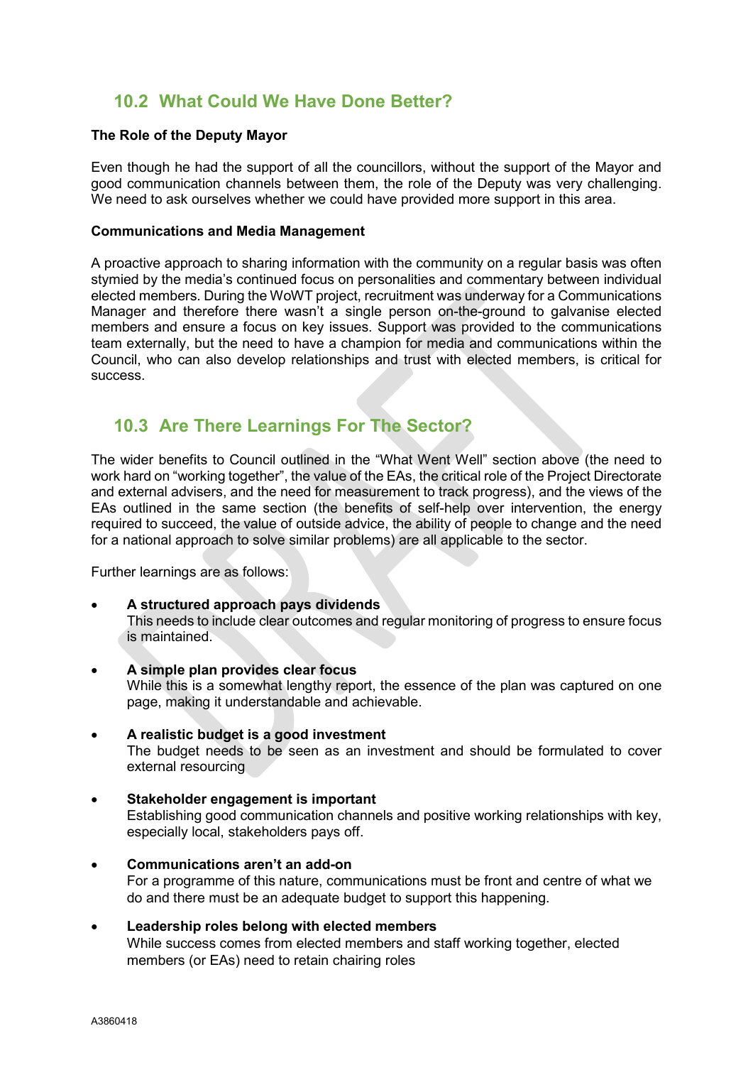## 10.2 What Could We Have Done Better?

**The Role of the Deputy Mayor**

Even though he had the support of all the councillors, without the support of the Mayor and good communication channels between them, the role of the Deputy was very challenging. We need to ask ourselves whether we could have provided more support in this area.

**Communications and Media Management**

A proactive approach to sharing information with the community on a regular basis was often stymied by the media's continued focus on personalities and commentary between individual elected members. During the WoWT project, recruitment was underway for a Communications Manager and therefore there wasn't a single person on-the-ground to galvanise elected members and ensure a focus on key issues. Support was provided to the communications team externally, but the need to have a champion for media and communications within the Council, who can also develop relationships and trust with elected members, is critical for success.

## 10.3 Are There Learnings For The Sector?

The wider benefits to Council outlined in the "What Went Well" section above (the need to work hard on "working together", the value of the EAs, the critical role of the Project Directorate and external advisers, and the need for measurement to track progress), and the views of the EAs outlined in the same section (the benefits of self-help over intervention, the energy required to succeed, the value of outside advice, the ability of people to change and the need for a national approach to solve similar problems) are all applicable to the sector.

Further learnings are as follows:

- **A structured approach pays dividends**
  This needs to include clear outcomes and regular monitoring of progress to ensure focus is maintained.

- **A simple plan provides clear focus**
  While this is a somewhat lengthy report, the essence of the plan was captured on one page, making it understandable and achievable.

- **A realistic budget is a good investment**
  The budget needs to be seen as an investment and should be formulated to cover external resourcing

- **Stakeholder engagement is important**
  Establishing good communication channels and positive working relationships with key, especially local, stakeholders pays off.

- **Communications aren't an add-on**
  For a programme of this nature, communications must be front and centre of what we do and there must be an adequate budget to support this happening.

- **Leadership roles belong with elected members**
  While success comes from elected members and staff working together, elected members (or EAs) need to retain chairing roles

A3860418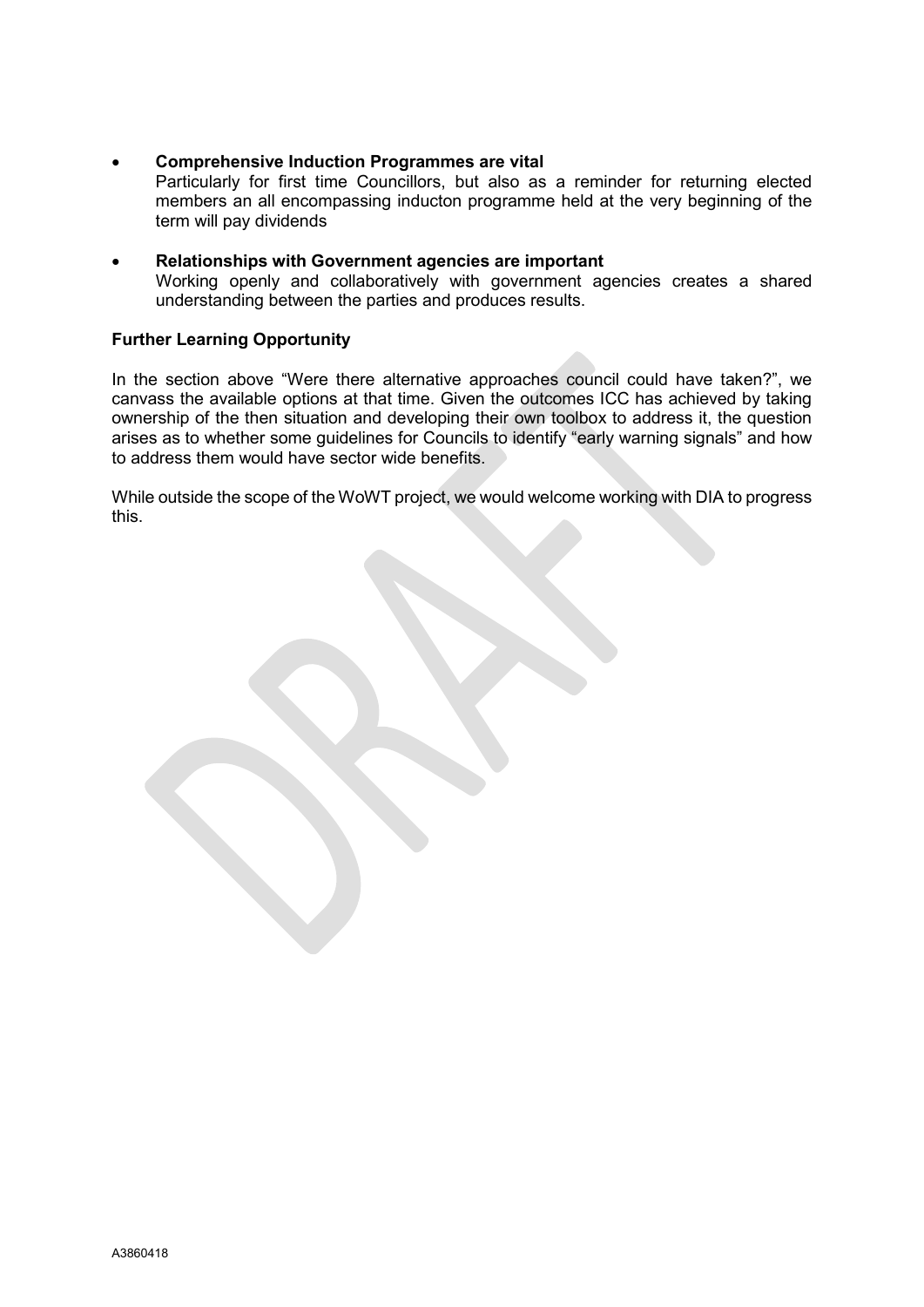- **Comprehensive Induction Programmes are vital**
  Particularly for first time Councillors, but also as a reminder for returning elected members an all encompassing inducton programme held at the very beginning of the term will pay dividends

- **Relationships with Government agencies are important**
  Working openly and collaboratively with government agencies creates a shared understanding between the parties and produces results.

**Further Learning Opportunity**

In the section above "Were there alternative approaches council could have taken?", we canvass the available options at that time. Given the outcomes ICC has achieved by taking ownership of the then situation and developing their own toolbox to address it, the question arises as to whether some guidelines for Councils to identify "early warning signals" and how to address them would have sector wide benefits.

While outside the scope of the WoWT project, we would welcome working with DIA to progress this.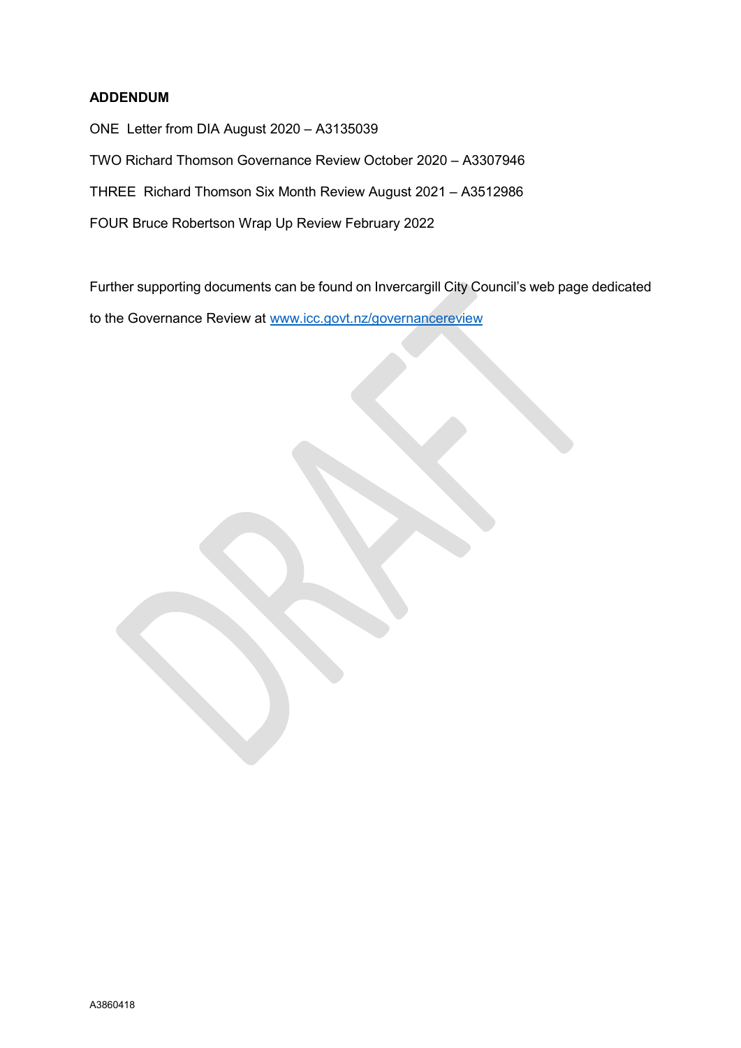**ADDENDUM**

ONE Letter from DIA August 2020 – A3135039

TWO Richard Thomson Governance Review October 2020 – A3307946

THREE Richard Thomson Six Month Review August 2021 – A3512986

FOUR Bruce Robertson Wrap Up Review February 2022

Further supporting documents can be found on Invercargill City Council's web page dedicated to the Governance Review at [www.icc.govt.nz/governancereview](www.icc.govt.nz/governancereview)

A3860418